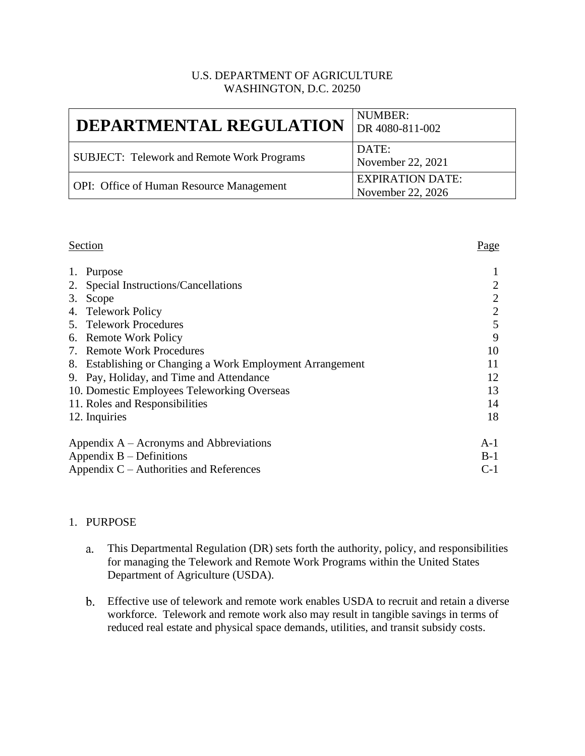U.S. DEPARTMENT OF AGRICULTURE
WASHINGTON, D.C. 20250

| **DEPARTMENTAL REGULATION** | NUMBER: DR 4080-811-002 |
|---|---|
| SUBJECT: Telework and Remote Work Programs | DATE: November 22, 2021 |
| OPI: Office of Human Resource Management | EXPIRATION DATE: November 22, 2026 |

| Section | Page |
|---|---|
| 1. Purpose | 1 |
| 2. Special Instructions/Cancellations | 2 |
| 3. Scope | 2 |
| 4. Telework Policy | 2 |
| 5. Telework Procedures | 5 |
| 6. Remote Work Policy | 9 |
| 7. Remote Work Procedures | 10 |
| 8. Establishing or Changing a Work Employment Arrangement | 11 |
| 9. Pay, Holiday, and Time and Attendance | 12 |
| 10. Domestic Employees Teleworking Overseas | 13 |
| 11. Roles and Responsibilities | 14 |
| 12. Inquiries | 18 |
| Appendix A – Acronyms and Abbreviations | A-1 |
| Appendix B – Definitions | B-1 |
| Appendix C – Authorities and References | C-1 |

## 1. PURPOSE

a. This Departmental Regulation (DR) sets forth the authority, policy, and responsibilities for managing the Telework and Remote Work Programs within the United States Department of Agriculture (USDA).

b. Effective use of telework and remote work enables USDA to recruit and retain a diverse workforce. Telework and remote work also may result in tangible savings in terms of reduced real estate and physical space demands, utilities, and transit subsidy costs.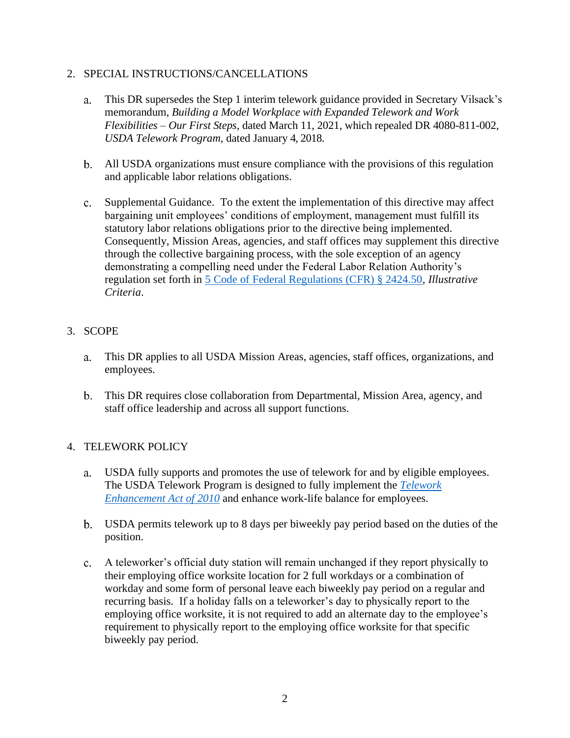## 2. SPECIAL INSTRUCTIONS/CANCELLATIONS

a. This DR supersedes the Step 1 interim telework guidance provided in Secretary Vilsack's memorandum, *Building a Model Workplace with Expanded Telework and Work Flexibilities – Our First Steps*, dated March 11, 2021, which repealed DR 4080-811-002, *USDA Telework Program*, dated January 4, 2018.

b. All USDA organizations must ensure compliance with the provisions of this regulation and applicable labor relations obligations.

c. Supplemental Guidance. To the extent the implementation of this directive may affect bargaining unit employees' conditions of employment, management must fulfill its statutory labor relations obligations prior to the directive being implemented. Consequently, Mission Areas, agencies, and staff offices may supplement this directive through the collective bargaining process, with the sole exception of an agency demonstrating a compelling need under the Federal Labor Relation Authority's regulation set forth in 5 Code of Federal Regulations (CFR) § 2424.50, *Illustrative Criteria*.

## 3. SCOPE

a. This DR applies to all USDA Mission Areas, agencies, staff offices, organizations, and employees.

b. This DR requires close collaboration from Departmental, Mission Area, agency, and staff office leadership and across all support functions.

## 4. TELEWORK POLICY

a. USDA fully supports and promotes the use of telework for and by eligible employees. The USDA Telework Program is designed to fully implement the *Telework Enhancement Act of 2010* and enhance work-life balance for employees.

b. USDA permits telework up to 8 days per biweekly pay period based on the duties of the position.

c. A teleworker's official duty station will remain unchanged if they report physically to their employing office worksite location for 2 full workdays or a combination of workday and some form of personal leave each biweekly pay period on a regular and recurring basis. If a holiday falls on a teleworker's day to physically report to the employing office worksite, it is not required to add an alternate day to the employee's requirement to physically report to the employing office worksite for that specific biweekly pay period.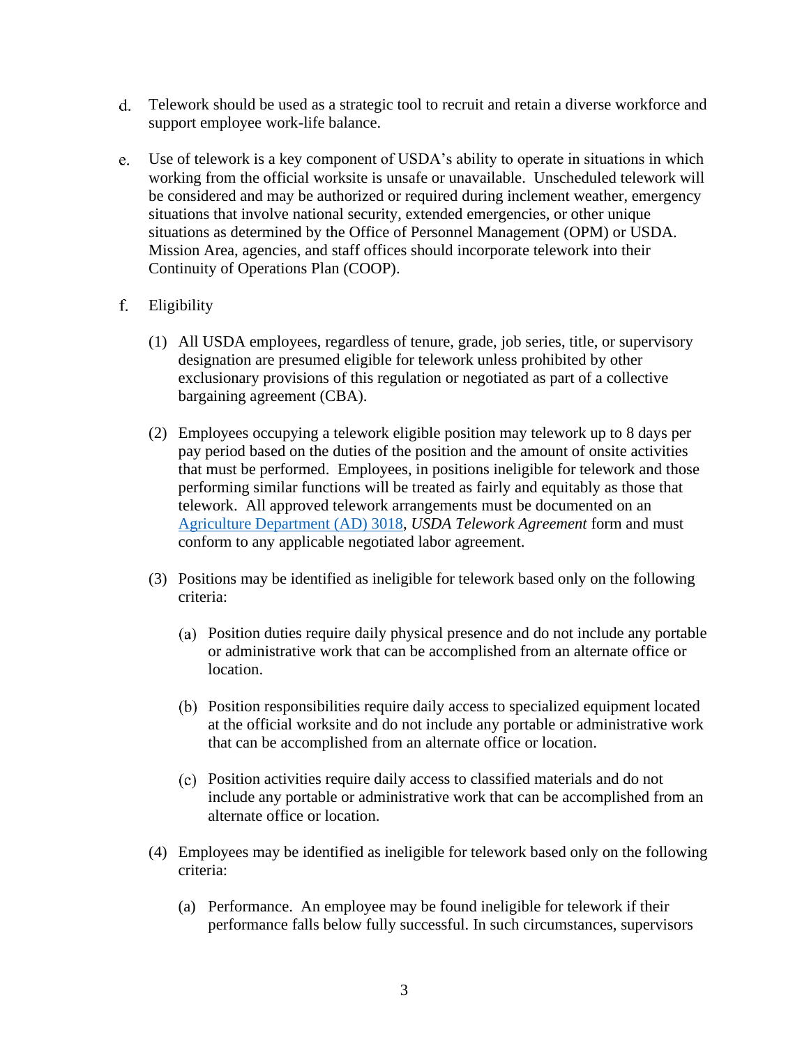d. Telework should be used as a strategic tool to recruit and retain a diverse workforce and support employee work-life balance.

e. Use of telework is a key component of USDA's ability to operate in situations in which working from the official worksite is unsafe or unavailable. Unscheduled telework will be considered and may be authorized or required during inclement weather, emergency situations that involve national security, extended emergencies, or other unique situations as determined by the Office of Personnel Management (OPM) or USDA. Mission Area, agencies, and staff offices should incorporate telework into their Continuity of Operations Plan (COOP).

f. Eligibility

(1) All USDA employees, regardless of tenure, grade, job series, title, or supervisory designation are presumed eligible for telework unless prohibited by other exclusionary provisions of this regulation or negotiated as part of a collective bargaining agreement (CBA).

(2) Employees occupying a telework eligible position may telework up to 8 days per pay period based on the duties of the position and the amount of onsite activities that must be performed. Employees, in positions ineligible for telework and those performing similar functions will be treated as fairly and equitably as those that telework. All approved telework arrangements must be documented on an Agriculture Department (AD) 3018, *USDA Telework Agreement* form and must conform to any applicable negotiated labor agreement.

(3) Positions may be identified as ineligible for telework based only on the following criteria:

(a) Position duties require daily physical presence and do not include any portable or administrative work that can be accomplished from an alternate office or location.

(b) Position responsibilities require daily access to specialized equipment located at the official worksite and do not include any portable or administrative work that can be accomplished from an alternate office or location.

(c) Position activities require daily access to classified materials and do not include any portable or administrative work that can be accomplished from an alternate office or location.

(4) Employees may be identified as ineligible for telework based only on the following criteria:

(a) Performance. An employee may be found ineligible for telework if their performance falls below fully successful. In such circumstances, supervisors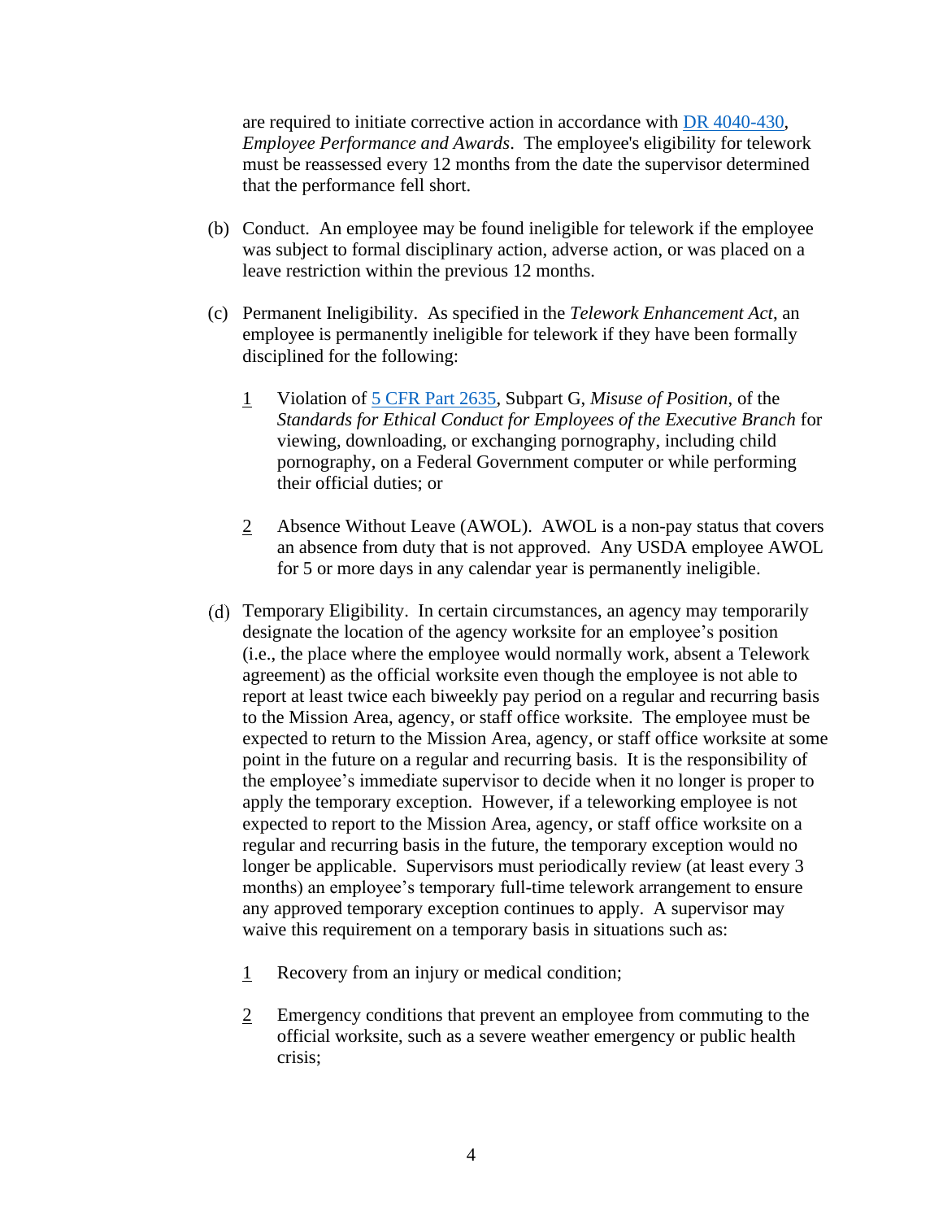are required to initiate corrective action in accordance with [DR 4040-430](), *Employee Performance and Awards*. The employee's eligibility for telework must be reassessed every 12 months from the date the supervisor determined that the performance fell short.

(b) Conduct. An employee may be found ineligible for telework if the employee was subject to formal disciplinary action, adverse action, or was placed on a leave restriction within the previous 12 months.

(c) Permanent Ineligibility. As specified in the *Telework Enhancement Act*, an employee is permanently ineligible for telework if they have been formally disciplined for the following:

<u>1</u> Violation of [5 CFR Part 2635](), Subpart G, *Misuse of Position*, of the *Standards for Ethical Conduct for Employees of the Executive Branch* for viewing, downloading, or exchanging pornography, including child pornography, on a Federal Government computer or while performing their official duties; or

<u>2</u> Absence Without Leave (AWOL). AWOL is a non-pay status that covers an absence from duty that is not approved. Any USDA employee AWOL for 5 or more days in any calendar year is permanently ineligible.

(d) Temporary Eligibility. In certain circumstances, an agency may temporarily designate the location of the agency worksite for an employee's position (i.e., the place where the employee would normally work, absent a Telework agreement) as the official worksite even though the employee is not able to report at least twice each biweekly pay period on a regular and recurring basis to the Mission Area, agency, or staff office worksite. The employee must be expected to return to the Mission Area, agency, or staff office worksite at some point in the future on a regular and recurring basis. It is the responsibility of the employee's immediate supervisor to decide when it no longer is proper to apply the temporary exception. However, if a teleworking employee is not expected to report to the Mission Area, agency, or staff office worksite on a regular and recurring basis in the future, the temporary exception would no longer be applicable. Supervisors must periodically review (at least every 3 months) an employee's temporary full-time telework arrangement to ensure any approved temporary exception continues to apply. A supervisor may waive this requirement on a temporary basis in situations such as:

<u>1</u> Recovery from an injury or medical condition;

<u>2</u> Emergency conditions that prevent an employee from commuting to the official worksite, such as a severe weather emergency or public health crisis;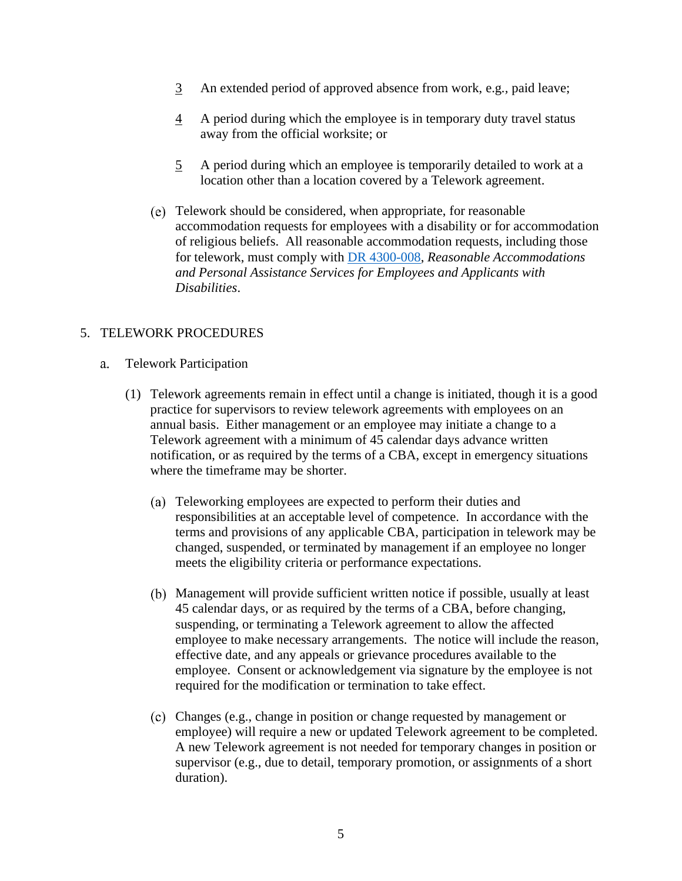3. An extended period of approved absence from work, e.g., paid leave;

4. A period during which the employee is in temporary duty travel status away from the official worksite; or

5. A period during which an employee is temporarily detailed to work at a location other than a location covered by a Telework agreement.

(e) Telework should be considered, when appropriate, for reasonable accommodation requests for employees with a disability or for accommodation of religious beliefs. All reasonable accommodation requests, including those for telework, must comply with [DR 4300-008](), *Reasonable Accommodations and Personal Assistance Services for Employees and Applicants with Disabilities*.

## 5. TELEWORK PROCEDURES

### a. Telework Participation

(1) Telework agreements remain in effect until a change is initiated, though it is a good practice for supervisors to review telework agreements with employees on an annual basis. Either management or an employee may initiate a change to a Telework agreement with a minimum of 45 calendar days advance written notification, or as required by the terms of a CBA, except in emergency situations where the timeframe may be shorter.

(a) Teleworking employees are expected to perform their duties and responsibilities at an acceptable level of competence. In accordance with the terms and provisions of any applicable CBA, participation in telework may be changed, suspended, or terminated by management if an employee no longer meets the eligibility criteria or performance expectations.

(b) Management will provide sufficient written notice if possible, usually at least 45 calendar days, or as required by the terms of a CBA, before changing, suspending, or terminating a Telework agreement to allow the affected employee to make necessary arrangements. The notice will include the reason, effective date, and any appeals or grievance procedures available to the employee. Consent or acknowledgement via signature by the employee is not required for the modification or termination to take effect.

(c) Changes (e.g., change in position or change requested by management or employee) will require a new or updated Telework agreement to be completed. A new Telework agreement is not needed for temporary changes in position or supervisor (e.g., due to detail, temporary promotion, or assignments of a short duration).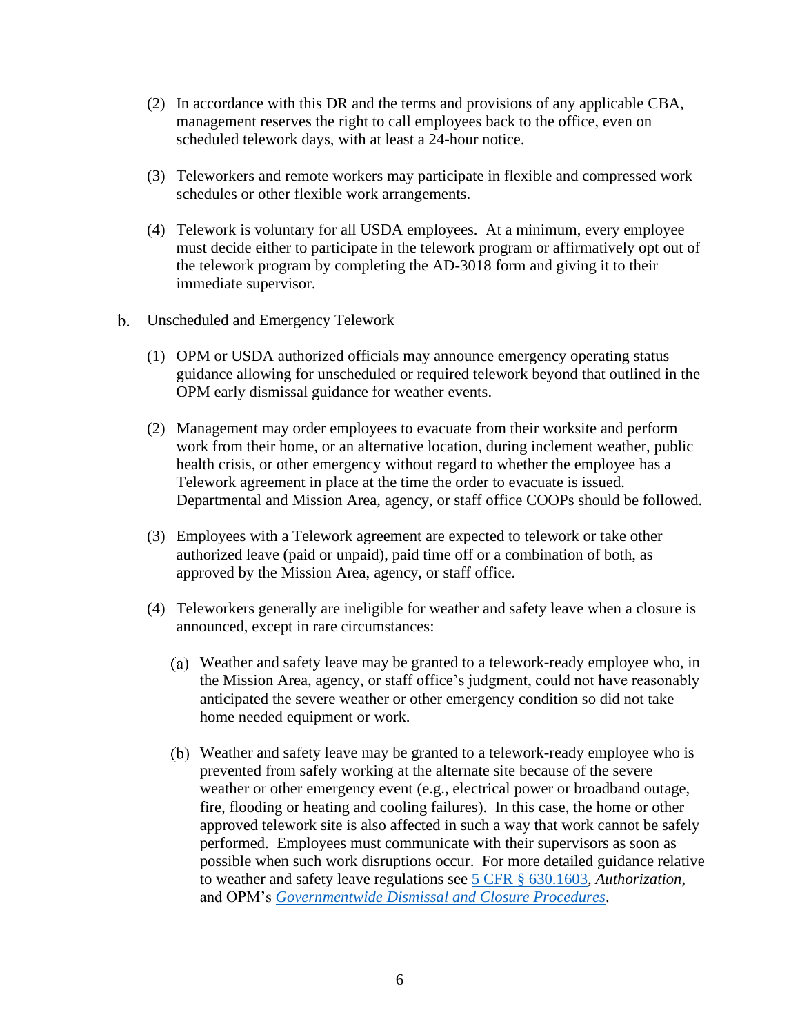(2) In accordance with this DR and the terms and provisions of any applicable CBA, management reserves the right to call employees back to the office, even on scheduled telework days, with at least a 24-hour notice.

(3) Teleworkers and remote workers may participate in flexible and compressed work schedules or other flexible work arrangements.

(4) Telework is voluntary for all USDA employees. At a minimum, every employee must decide either to participate in the telework program or affirmatively opt out of the telework program by completing the AD-3018 form and giving it to their immediate supervisor.

b. Unscheduled and Emergency Telework

(1) OPM or USDA authorized officials may announce emergency operating status guidance allowing for unscheduled or required telework beyond that outlined in the OPM early dismissal guidance for weather events.

(2) Management may order employees to evacuate from their worksite and perform work from their home, or an alternative location, during inclement weather, public health crisis, or other emergency without regard to whether the employee has a Telework agreement in place at the time the order to evacuate is issued. Departmental and Mission Area, agency, or staff office COOPs should be followed.

(3) Employees with a Telework agreement are expected to telework or take other authorized leave (paid or unpaid), paid time off or a combination of both, as approved by the Mission Area, agency, or staff office.

(4) Teleworkers generally are ineligible for weather and safety leave when a closure is announced, except in rare circumstances:

(a) Weather and safety leave may be granted to a telework-ready employee who, in the Mission Area, agency, or staff office's judgment, could not have reasonably anticipated the severe weather or other emergency condition so did not take home needed equipment or work.

(b) Weather and safety leave may be granted to a telework-ready employee who is prevented from safely working at the alternate site because of the severe weather or other emergency event (e.g., electrical power or broadband outage, fire, flooding or heating and cooling failures). In this case, the home or other approved telework site is also affected in such a way that work cannot be safely performed. Employees must communicate with their supervisors as soon as possible when such work disruptions occur. For more detailed guidance relative to weather and safety leave regulations see 5 CFR § 630.1603, *Authorization*, and OPM's *Governmentwide Dismissal and Closure Procedures*.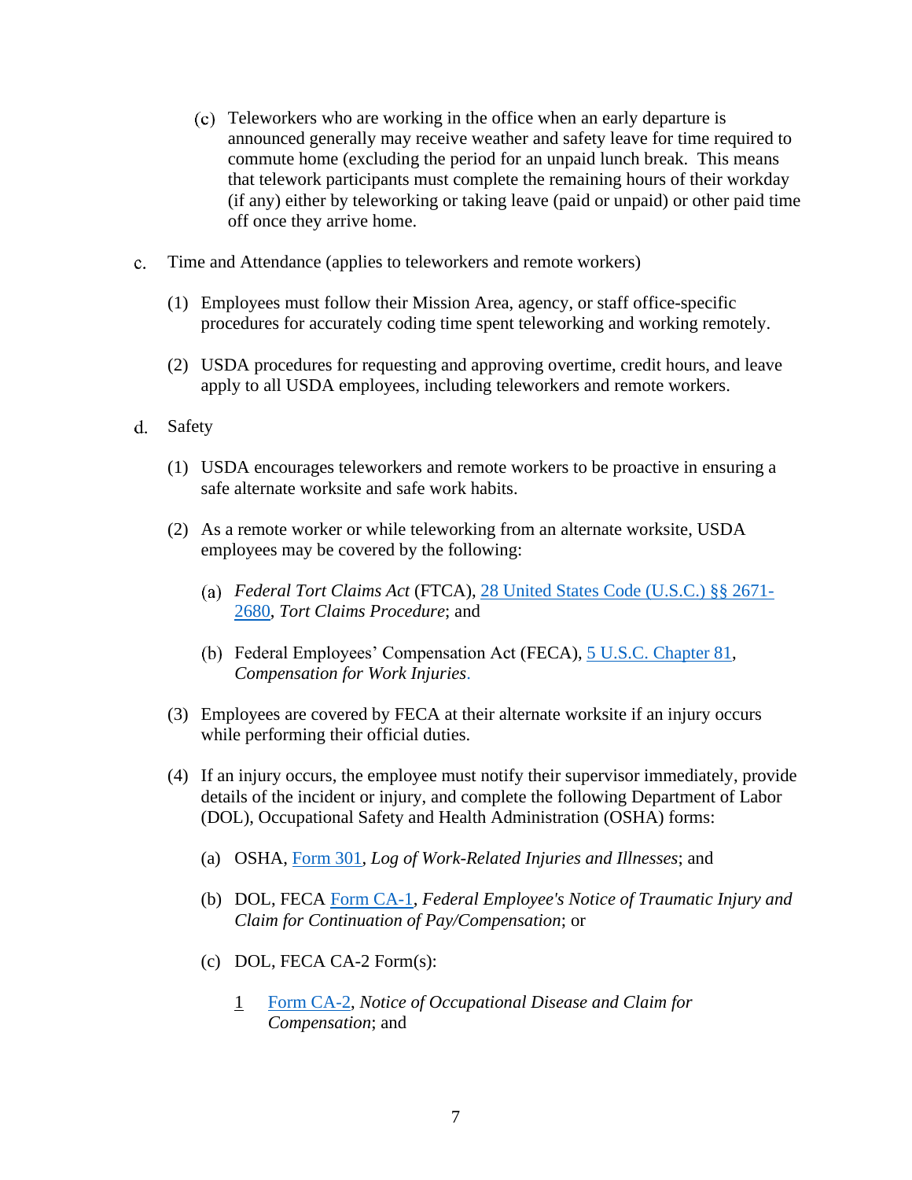(c) Teleworkers who are working in the office when an early departure is announced generally may receive weather and safety leave for time required to commute home (excluding the period for an unpaid lunch break. This means that telework participants must complete the remaining hours of their workday (if any) either by teleworking or taking leave (paid or unpaid) or other paid time off once they arrive home.

c. Time and Attendance (applies to teleworkers and remote workers)

(1) Employees must follow their Mission Area, agency, or staff office-specific procedures for accurately coding time spent teleworking and working remotely.

(2) USDA procedures for requesting and approving overtime, credit hours, and leave apply to all USDA employees, including teleworkers and remote workers.

d. Safety

(1) USDA encourages teleworkers and remote workers to be proactive in ensuring a safe alternate worksite and safe work habits.

(2) As a remote worker or while teleworking from an alternate worksite, USDA employees may be covered by the following:

(a) *Federal Tort Claims Act* (FTCA), [28 United States Code (U.S.C.) §§ 2671-2680](), *Tort Claims Procedure*; and

(b) Federal Employees' Compensation Act (FECA), [5 U.S.C. Chapter 81](), *Compensation for Work Injuries*.

(3) Employees are covered by FECA at their alternate worksite if an injury occurs while performing their official duties.

(4) If an injury occurs, the employee must notify their supervisor immediately, provide details of the incident or injury, and complete the following Department of Labor (DOL), Occupational Safety and Health Administration (OSHA) forms:

(a) OSHA, [Form 301](), *Log of Work-Related Injuries and Illnesses*; and

(b) DOL, FECA [Form CA-1](), *Federal Employee's Notice of Traumatic Injury and Claim for Continuation of Pay/Compensation*; or

(c) DOL, FECA CA-2 Form(s):

1 [Form CA-2](), *Notice of Occupational Disease and Claim for Compensation*; and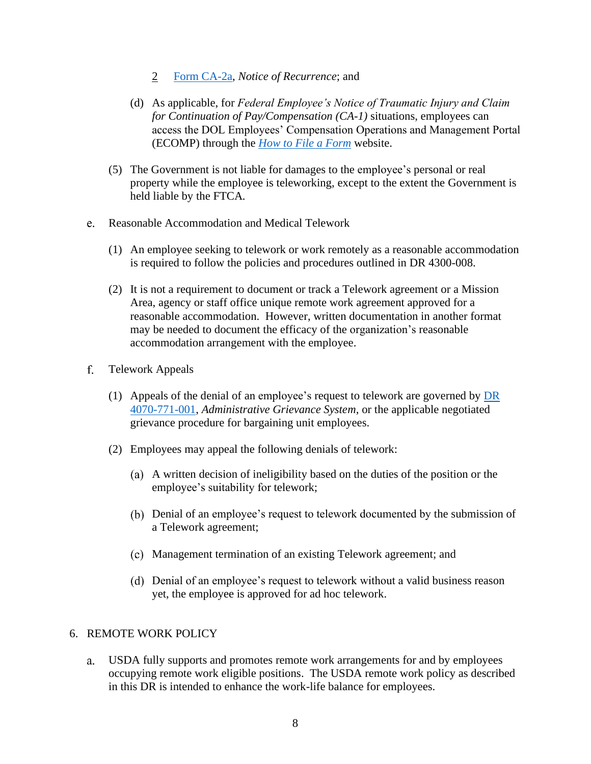2 Form CA-2a, *Notice of Recurrence*; and

(d) As applicable, for *Federal Employee's Notice of Traumatic Injury and Claim for Continuation of Pay/Compensation (CA-1)* situations, employees can access the DOL Employees' Compensation Operations and Management Portal (ECOMP) through the *How to File a Form* website.

(5) The Government is not liable for damages to the employee's personal or real property while the employee is teleworking, except to the extent the Government is held liable by the FTCA.

e. Reasonable Accommodation and Medical Telework

(1) An employee seeking to telework or work remotely as a reasonable accommodation is required to follow the policies and procedures outlined in DR 4300-008.

(2) It is not a requirement to document or track a Telework agreement or a Mission Area, agency or staff office unique remote work agreement approved for a reasonable accommodation. However, written documentation in another format may be needed to document the efficacy of the organization's reasonable accommodation arrangement with the employee.

f. Telework Appeals

(1) Appeals of the denial of an employee's request to telework are governed by DR 4070-771-001, *Administrative Grievance System*, or the applicable negotiated grievance procedure for bargaining unit employees.

(2) Employees may appeal the following denials of telework:

(a) A written decision of ineligibility based on the duties of the position or the employee's suitability for telework;

(b) Denial of an employee's request to telework documented by the submission of a Telework agreement;

(c) Management termination of an existing Telework agreement; and

(d) Denial of an employee's request to telework without a valid business reason yet, the employee is approved for ad hoc telework.

## 6. REMOTE WORK POLICY

a. USDA fully supports and promotes remote work arrangements for and by employees occupying remote work eligible positions. The USDA remote work policy as described in this DR is intended to enhance the work-life balance for employees.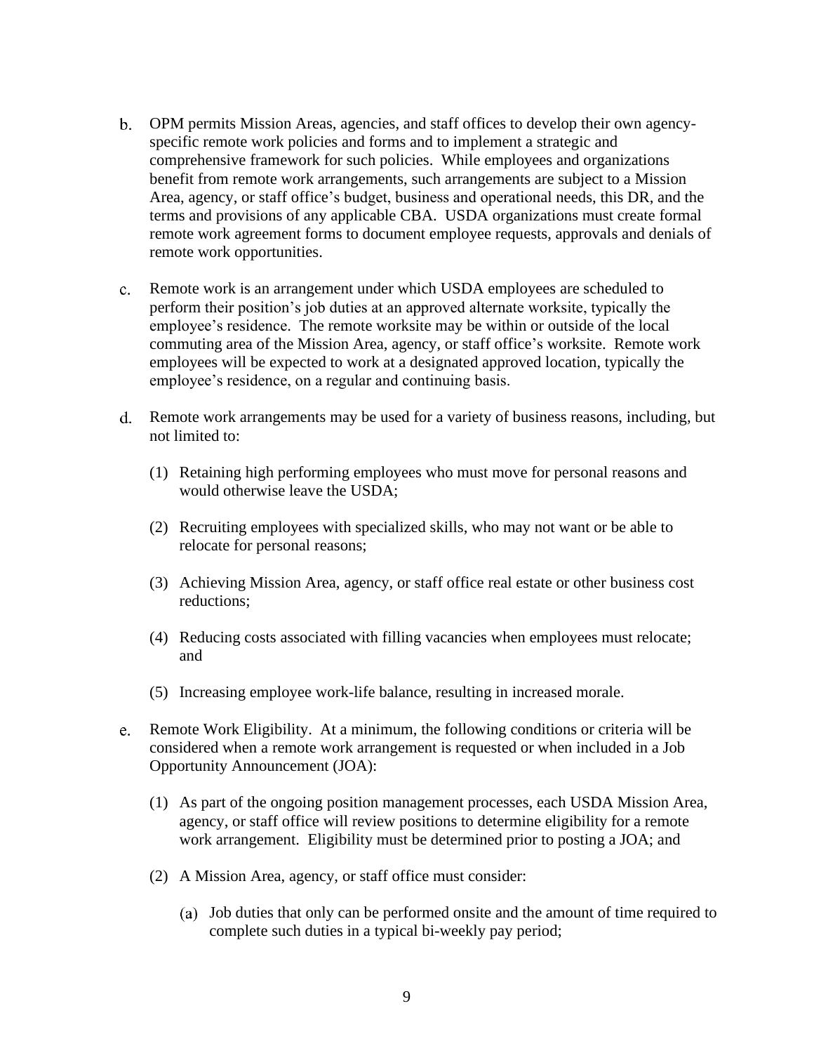b. OPM permits Mission Areas, agencies, and staff offices to develop their own agency-specific remote work policies and forms and to implement a strategic and comprehensive framework for such policies. While employees and organizations benefit from remote work arrangements, such arrangements are subject to a Mission Area, agency, or staff office's budget, business and operational needs, this DR, and the terms and provisions of any applicable CBA. USDA organizations must create formal remote work agreement forms to document employee requests, approvals and denials of remote work opportunities.

c. Remote work is an arrangement under which USDA employees are scheduled to perform their position's job duties at an approved alternate worksite, typically the employee's residence. The remote worksite may be within or outside of the local commuting area of the Mission Area, agency, or staff office's worksite. Remote work employees will be expected to work at a designated approved location, typically the employee's residence, on a regular and continuing basis.

d. Remote work arrangements may be used for a variety of business reasons, including, but not limited to:

   (1) Retaining high performing employees who must move for personal reasons and would otherwise leave the USDA;

   (2) Recruiting employees with specialized skills, who may not want or be able to relocate for personal reasons;

   (3) Achieving Mission Area, agency, or staff office real estate or other business cost reductions;

   (4) Reducing costs associated with filling vacancies when employees must relocate; and

   (5) Increasing employee work-life balance, resulting in increased morale.

e. Remote Work Eligibility. At a minimum, the following conditions or criteria will be considered when a remote work arrangement is requested or when included in a Job Opportunity Announcement (JOA):

   (1) As part of the ongoing position management processes, each USDA Mission Area, agency, or staff office will review positions to determine eligibility for a remote work arrangement. Eligibility must be determined prior to posting a JOA; and

   (2) A Mission Area, agency, or staff office must consider:

      (a) Job duties that only can be performed onsite and the amount of time required to complete such duties in a typical bi-weekly pay period;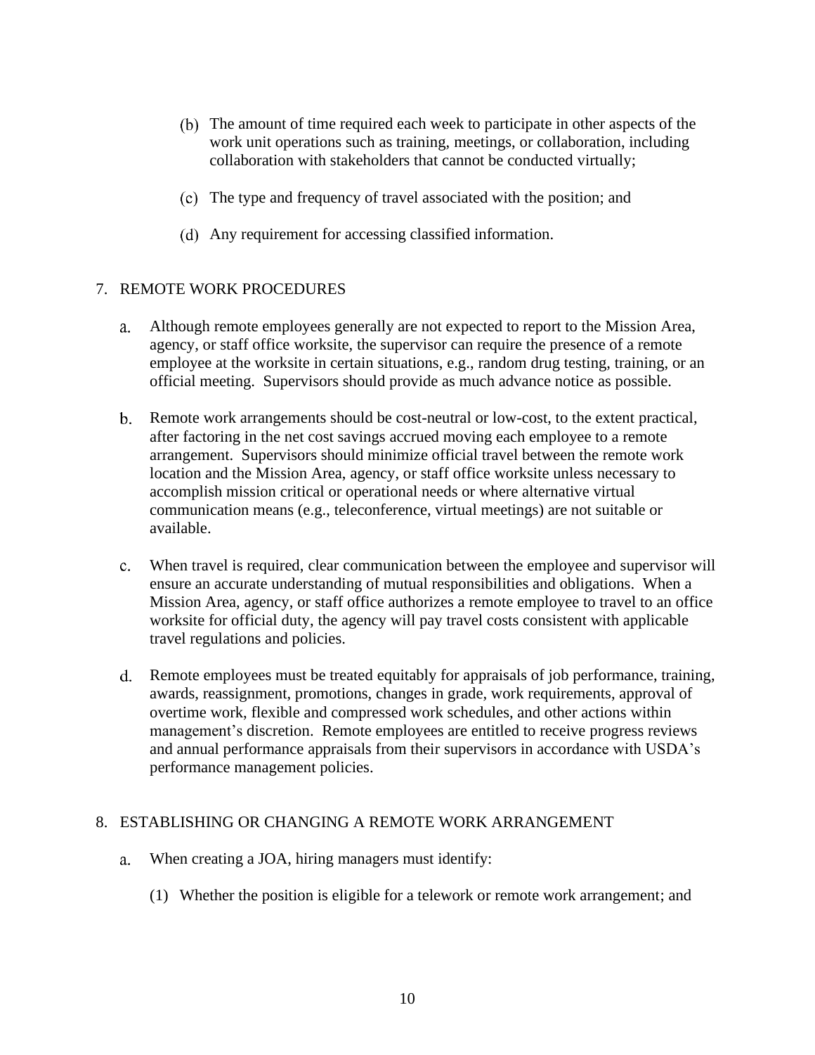(b) The amount of time required each week to participate in other aspects of the work unit operations such as training, meetings, or collaboration, including collaboration with stakeholders that cannot be conducted virtually;

(c) The type and frequency of travel associated with the position; and

(d) Any requirement for accessing classified information.

## 7. REMOTE WORK PROCEDURES

a. Although remote employees generally are not expected to report to the Mission Area, agency, or staff office worksite, the supervisor can require the presence of a remote employee at the worksite in certain situations, e.g., random drug testing, training, or an official meeting. Supervisors should provide as much advance notice as possible.

b. Remote work arrangements should be cost-neutral or low-cost, to the extent practical, after factoring in the net cost savings accrued moving each employee to a remote arrangement. Supervisors should minimize official travel between the remote work location and the Mission Area, agency, or staff office worksite unless necessary to accomplish mission critical or operational needs or where alternative virtual communication means (e.g., teleconference, virtual meetings) are not suitable or available.

c. When travel is required, clear communication between the employee and supervisor will ensure an accurate understanding of mutual responsibilities and obligations. When a Mission Area, agency, or staff office authorizes a remote employee to travel to an office worksite for official duty, the agency will pay travel costs consistent with applicable travel regulations and policies.

d. Remote employees must be treated equitably for appraisals of job performance, training, awards, reassignment, promotions, changes in grade, work requirements, approval of overtime work, flexible and compressed work schedules, and other actions within management's discretion. Remote employees are entitled to receive progress reviews and annual performance appraisals from their supervisors in accordance with USDA's performance management policies.

## 8. ESTABLISHING OR CHANGING A REMOTE WORK ARRANGEMENT

a. When creating a JOA, hiring managers must identify:

(1) Whether the position is eligible for a telework or remote work arrangement; and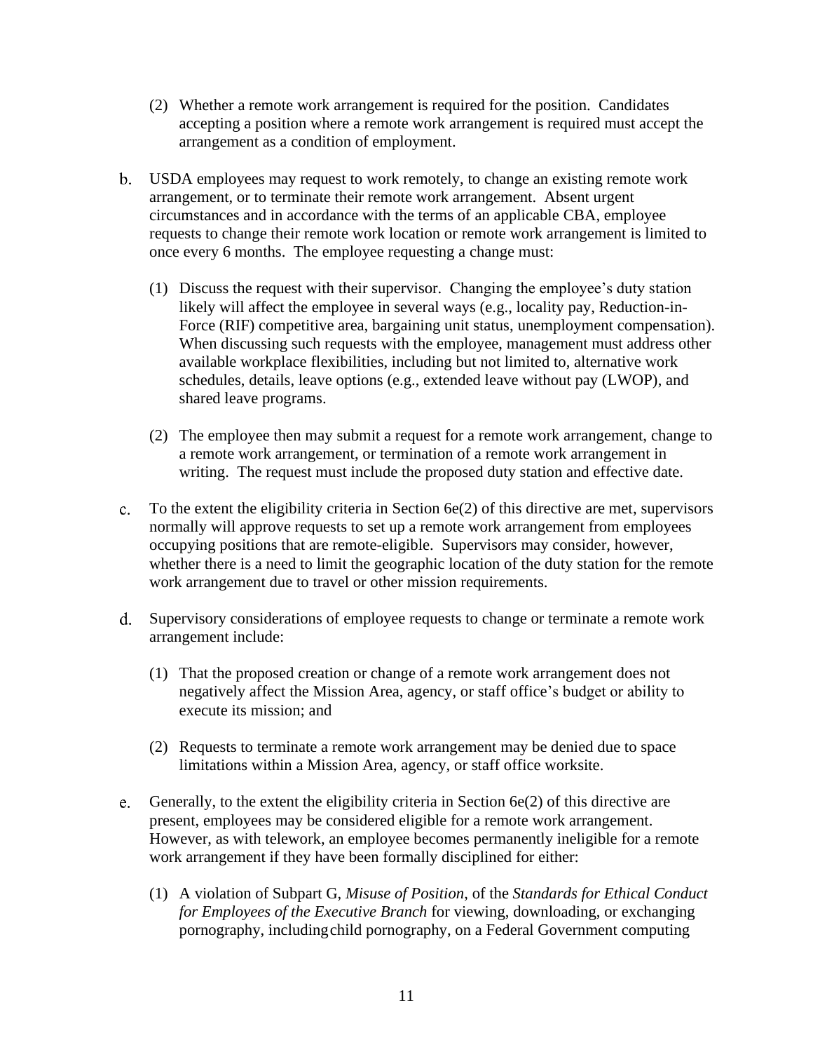(2) Whether a remote work arrangement is required for the position. Candidates accepting a position where a remote work arrangement is required must accept the arrangement as a condition of employment.

b. USDA employees may request to work remotely, to change an existing remote work arrangement, or to terminate their remote work arrangement. Absent urgent circumstances and in accordance with the terms of an applicable CBA, employee requests to change their remote work location or remote work arrangement is limited to once every 6 months. The employee requesting a change must:

   (1) Discuss the request with their supervisor. Changing the employee's duty station likely will affect the employee in several ways (e.g., locality pay, Reduction-in-Force (RIF) competitive area, bargaining unit status, unemployment compensation). When discussing such requests with the employee, management must address other available workplace flexibilities, including but not limited to, alternative work schedules, details, leave options (e.g., extended leave without pay (LWOP), and shared leave programs.

   (2) The employee then may submit a request for a remote work arrangement, change to a remote work arrangement, or termination of a remote work arrangement in writing. The request must include the proposed duty station and effective date.

c. To the extent the eligibility criteria in Section 6e(2) of this directive are met, supervisors normally will approve requests to set up a remote work arrangement from employees occupying positions that are remote-eligible. Supervisors may consider, however, whether there is a need to limit the geographic location of the duty station for the remote work arrangement due to travel or other mission requirements.

d. Supervisory considerations of employee requests to change or terminate a remote work arrangement include:

   (1) That the proposed creation or change of a remote work arrangement does not negatively affect the Mission Area, agency, or staff office's budget or ability to execute its mission; and

   (2) Requests to terminate a remote work arrangement may be denied due to space limitations within a Mission Area, agency, or staff office worksite.

e. Generally, to the extent the eligibility criteria in Section 6e(2) of this directive are present, employees may be considered eligible for a remote work arrangement. However, as with telework, an employee becomes permanently ineligible for a remote work arrangement if they have been formally disciplined for either:

   (1) A violation of Subpart G, *Misuse of Position*, of the *Standards for Ethical Conduct for Employees of the Executive Branch* for viewing, downloading, or exchanging pornography, including child pornography, on a Federal Government computing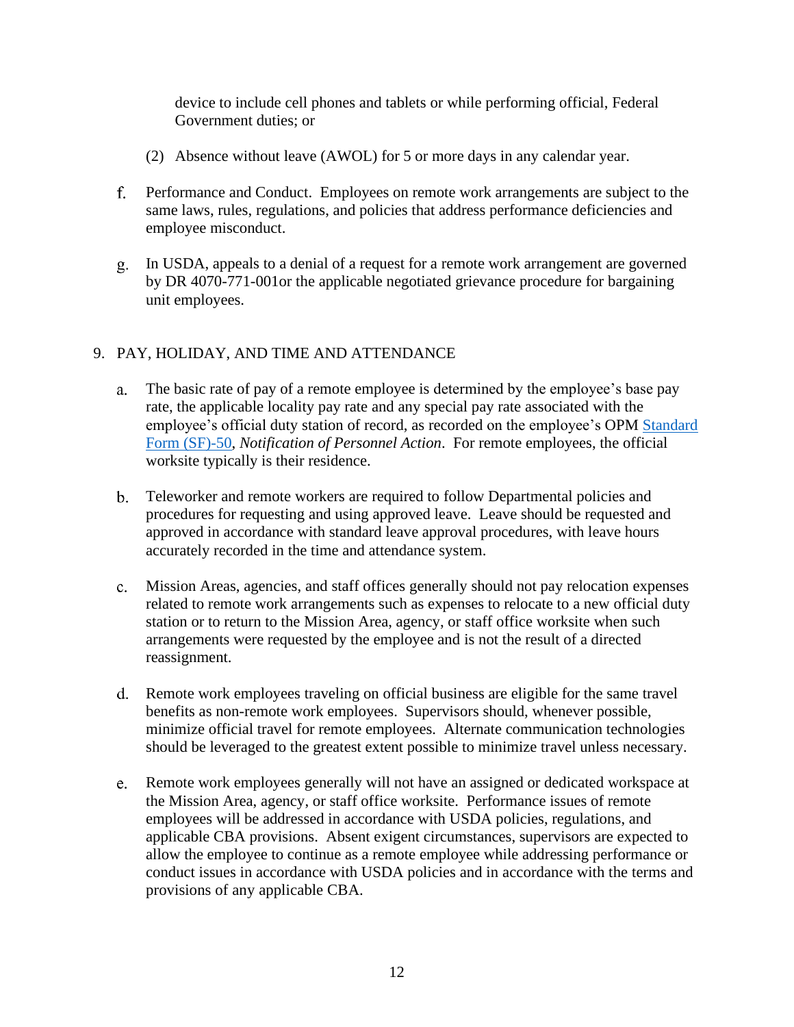device to include cell phones and tablets or while performing official, Federal Government duties; or

(2) Absence without leave (AWOL) for 5 or more days in any calendar year.

f. Performance and Conduct. Employees on remote work arrangements are subject to the same laws, rules, regulations, and policies that address performance deficiencies and employee misconduct.

g. In USDA, appeals to a denial of a request for a remote work arrangement are governed by DR 4070-771-001or the applicable negotiated grievance procedure for bargaining unit employees.

9. PAY, HOLIDAY, AND TIME AND ATTENDANCE

a. The basic rate of pay of a remote employee is determined by the employee's base pay rate, the applicable locality pay rate and any special pay rate associated with the employee's official duty station of record, as recorded on the employee's OPM Standard Form (SF)-50, *Notification of Personnel Action*. For remote employees, the official worksite typically is their residence.

b. Teleworker and remote workers are required to follow Departmental policies and procedures for requesting and using approved leave. Leave should be requested and approved in accordance with standard leave approval procedures, with leave hours accurately recorded in the time and attendance system.

c. Mission Areas, agencies, and staff offices generally should not pay relocation expenses related to remote work arrangements such as expenses to relocate to a new official duty station or to return to the Mission Area, agency, or staff office worksite when such arrangements were requested by the employee and is not the result of a directed reassignment.

d. Remote work employees traveling on official business are eligible for the same travel benefits as non-remote work employees. Supervisors should, whenever possible, minimize official travel for remote employees. Alternate communication technologies should be leveraged to the greatest extent possible to minimize travel unless necessary.

e. Remote work employees generally will not have an assigned or dedicated workspace at the Mission Area, agency, or staff office worksite. Performance issues of remote employees will be addressed in accordance with USDA policies, regulations, and applicable CBA provisions. Absent exigent circumstances, supervisors are expected to allow the employee to continue as a remote employee while addressing performance or conduct issues in accordance with USDA policies and in accordance with the terms and provisions of any applicable CBA.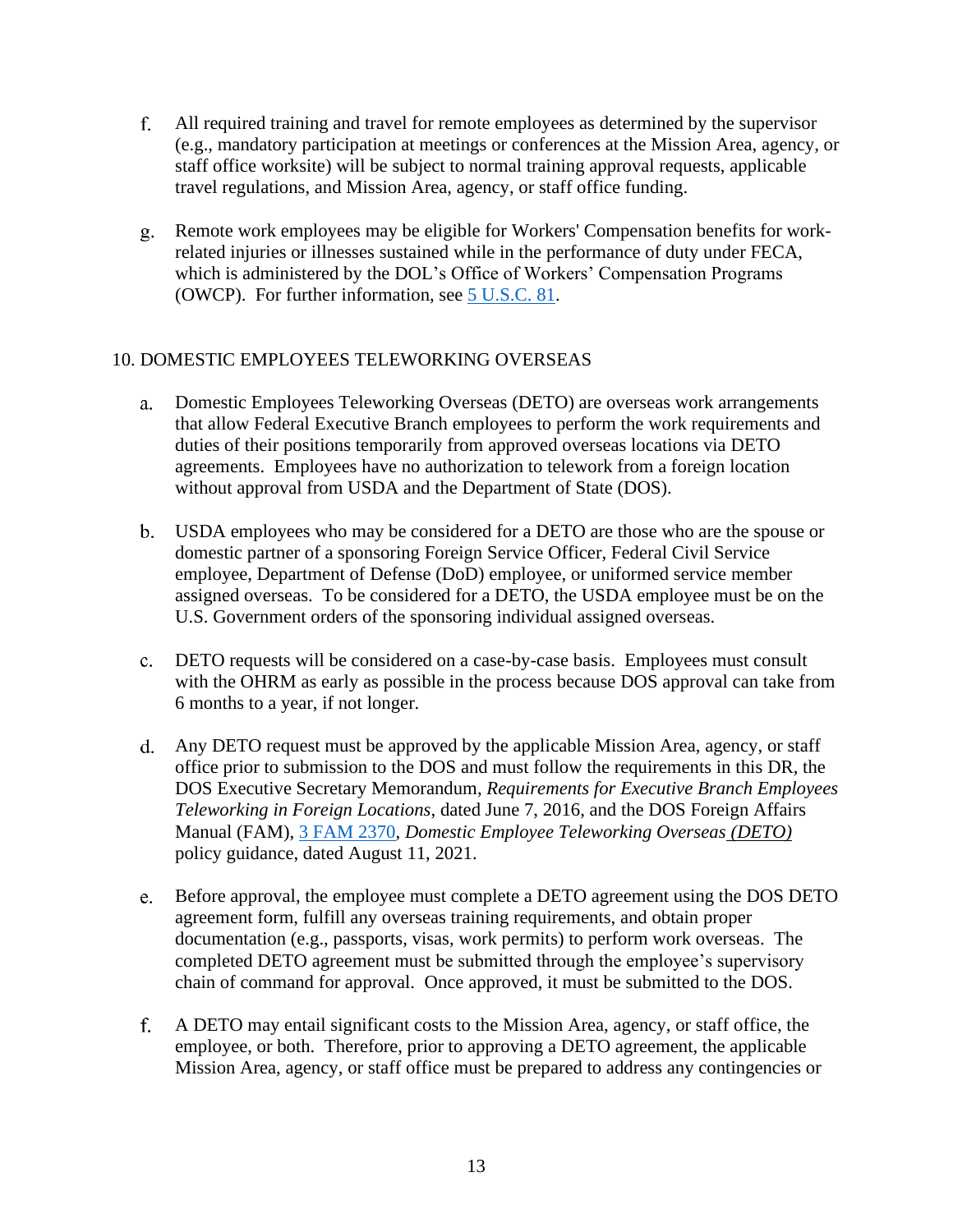f. All required training and travel for remote employees as determined by the supervisor (e.g., mandatory participation at meetings or conferences at the Mission Area, agency, or staff office worksite) will be subject to normal training approval requests, applicable travel regulations, and Mission Area, agency, or staff office funding.

g. Remote work employees may be eligible for Workers' Compensation benefits for work-related injuries or illnesses sustained while in the performance of duty under FECA, which is administered by the DOL's Office of Workers' Compensation Programs (OWCP). For further information, see [5 U.S.C. 81](#).

## 10. DOMESTIC EMPLOYEES TELEWORKING OVERSEAS

a. Domestic Employees Teleworking Overseas (DETO) are overseas work arrangements that allow Federal Executive Branch employees to perform the work requirements and duties of their positions temporarily from approved overseas locations via DETO agreements. Employees have no authorization to telework from a foreign location without approval from USDA and the Department of State (DOS).

b. USDA employees who may be considered for a DETO are those who are the spouse or domestic partner of a sponsoring Foreign Service Officer, Federal Civil Service employee, Department of Defense (DoD) employee, or uniformed service member assigned overseas. To be considered for a DETO, the USDA employee must be on the U.S. Government orders of the sponsoring individual assigned overseas.

c. DETO requests will be considered on a case-by-case basis. Employees must consult with the OHRM as early as possible in the process because DOS approval can take from 6 months to a year, if not longer.

d. Any DETO request must be approved by the applicable Mission Area, agency, or staff office prior to submission to the DOS and must follow the requirements in this DR, the DOS Executive Secretary Memorandum, *Requirements for Executive Branch Employees Teleworking in Foreign Locations*, dated June 7, 2016, and the DOS Foreign Affairs Manual (FAM), [3 FAM 2370](#), *Domestic Employee Teleworking Overseas (DETO)* policy guidance, dated August 11, 2021.

e. Before approval, the employee must complete a DETO agreement using the DOS DETO agreement form, fulfill any overseas training requirements, and obtain proper documentation (e.g., passports, visas, work permits) to perform work overseas. The completed DETO agreement must be submitted through the employee's supervisory chain of command for approval. Once approved, it must be submitted to the DOS.

f. A DETO may entail significant costs to the Mission Area, agency, or staff office, the employee, or both. Therefore, prior to approving a DETO agreement, the applicable Mission Area, agency, or staff office must be prepared to address any contingencies or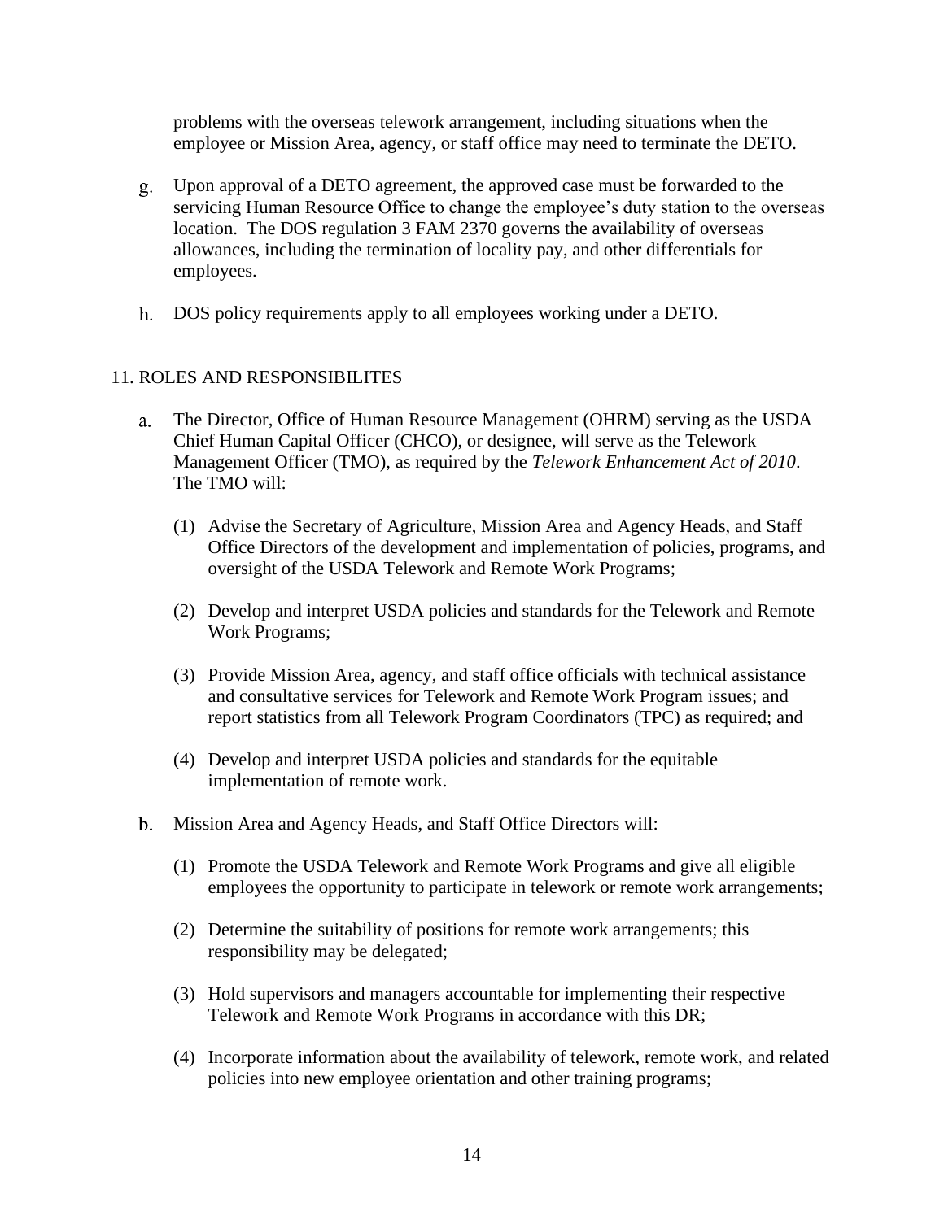problems with the overseas telework arrangement, including situations when the employee or Mission Area, agency, or staff office may need to terminate the DETO.

g. Upon approval of a DETO agreement, the approved case must be forwarded to the servicing Human Resource Office to change the employee's duty station to the overseas location. The DOS regulation 3 FAM 2370 governs the availability of overseas allowances, including the termination of locality pay, and other differentials for employees.

h. DOS policy requirements apply to all employees working under a DETO.

## 11. ROLES AND RESPONSIBILITES

a. The Director, Office of Human Resource Management (OHRM) serving as the USDA Chief Human Capital Officer (CHCO), or designee, will serve as the Telework Management Officer (TMO), as required by the *Telework Enhancement Act of 2010*. The TMO will:

   (1) Advise the Secretary of Agriculture, Mission Area and Agency Heads, and Staff Office Directors of the development and implementation of policies, programs, and oversight of the USDA Telework and Remote Work Programs;

   (2) Develop and interpret USDA policies and standards for the Telework and Remote Work Programs;

   (3) Provide Mission Area, agency, and staff office officials with technical assistance and consultative services for Telework and Remote Work Program issues; and report statistics from all Telework Program Coordinators (TPC) as required; and

   (4) Develop and interpret USDA policies and standards for the equitable implementation of remote work.

b. Mission Area and Agency Heads, and Staff Office Directors will:

   (1) Promote the USDA Telework and Remote Work Programs and give all eligible employees the opportunity to participate in telework or remote work arrangements;

   (2) Determine the suitability of positions for remote work arrangements; this responsibility may be delegated;

   (3) Hold supervisors and managers accountable for implementing their respective Telework and Remote Work Programs in accordance with this DR;

   (4) Incorporate information about the availability of telework, remote work, and related policies into new employee orientation and other training programs;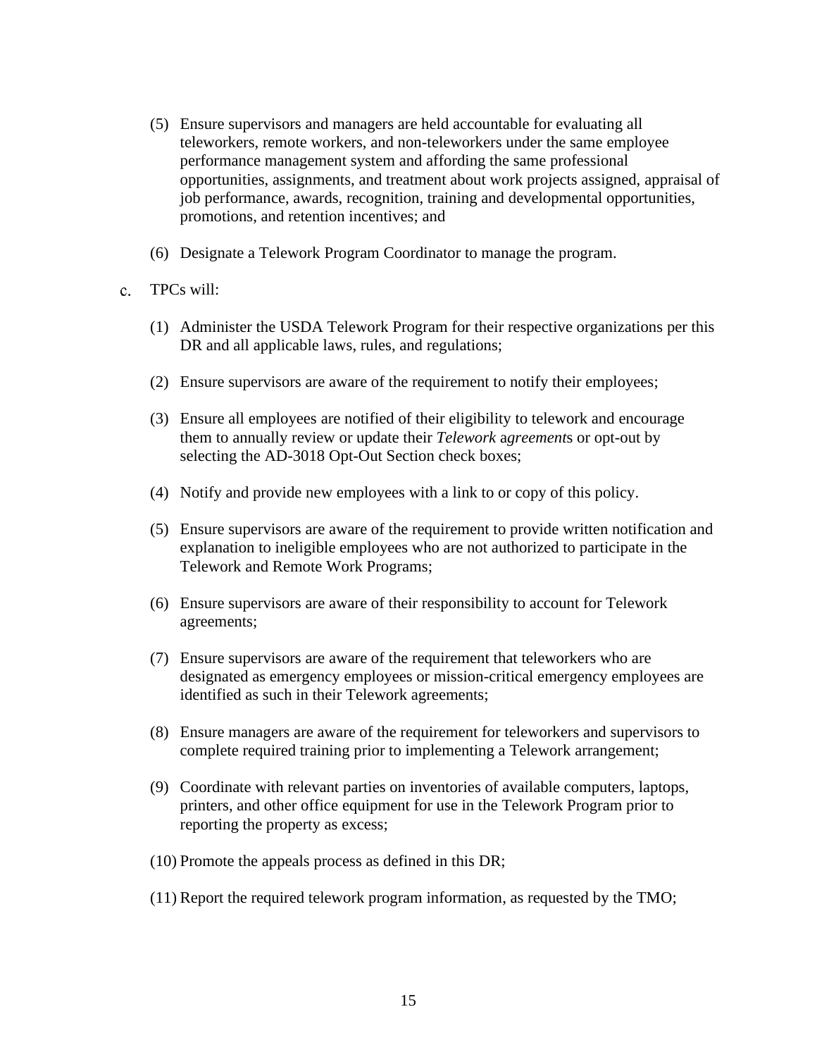(5) Ensure supervisors and managers are held accountable for evaluating all teleworkers, remote workers, and non-teleworkers under the same employee performance management system and affording the same professional opportunities, assignments, and treatment about work projects assigned, appraisal of job performance, awards, recognition, training and developmental opportunities, promotions, and retention incentives; and

(6) Designate a Telework Program Coordinator to manage the program.

c. TPCs will:

(1) Administer the USDA Telework Program for their respective organizations per this DR and all applicable laws, rules, and regulations;

(2) Ensure supervisors are aware of the requirement to notify their employees;

(3) Ensure all employees are notified of their eligibility to telework and encourage them to annually review or update their *Telework agreement*s or opt-out by selecting the AD-3018 Opt-Out Section check boxes;

(4) Notify and provide new employees with a link to or copy of this policy.

(5) Ensure supervisors are aware of the requirement to provide written notification and explanation to ineligible employees who are not authorized to participate in the Telework and Remote Work Programs;

(6) Ensure supervisors are aware of their responsibility to account for Telework agreements;

(7) Ensure supervisors are aware of the requirement that teleworkers who are designated as emergency employees or mission-critical emergency employees are identified as such in their Telework agreements;

(8) Ensure managers are aware of the requirement for teleworkers and supervisors to complete required training prior to implementing a Telework arrangement;

(9) Coordinate with relevant parties on inventories of available computers, laptops, printers, and other office equipment for use in the Telework Program prior to reporting the property as excess;

(10) Promote the appeals process as defined in this DR;

(11) Report the required telework program information, as requested by the TMO;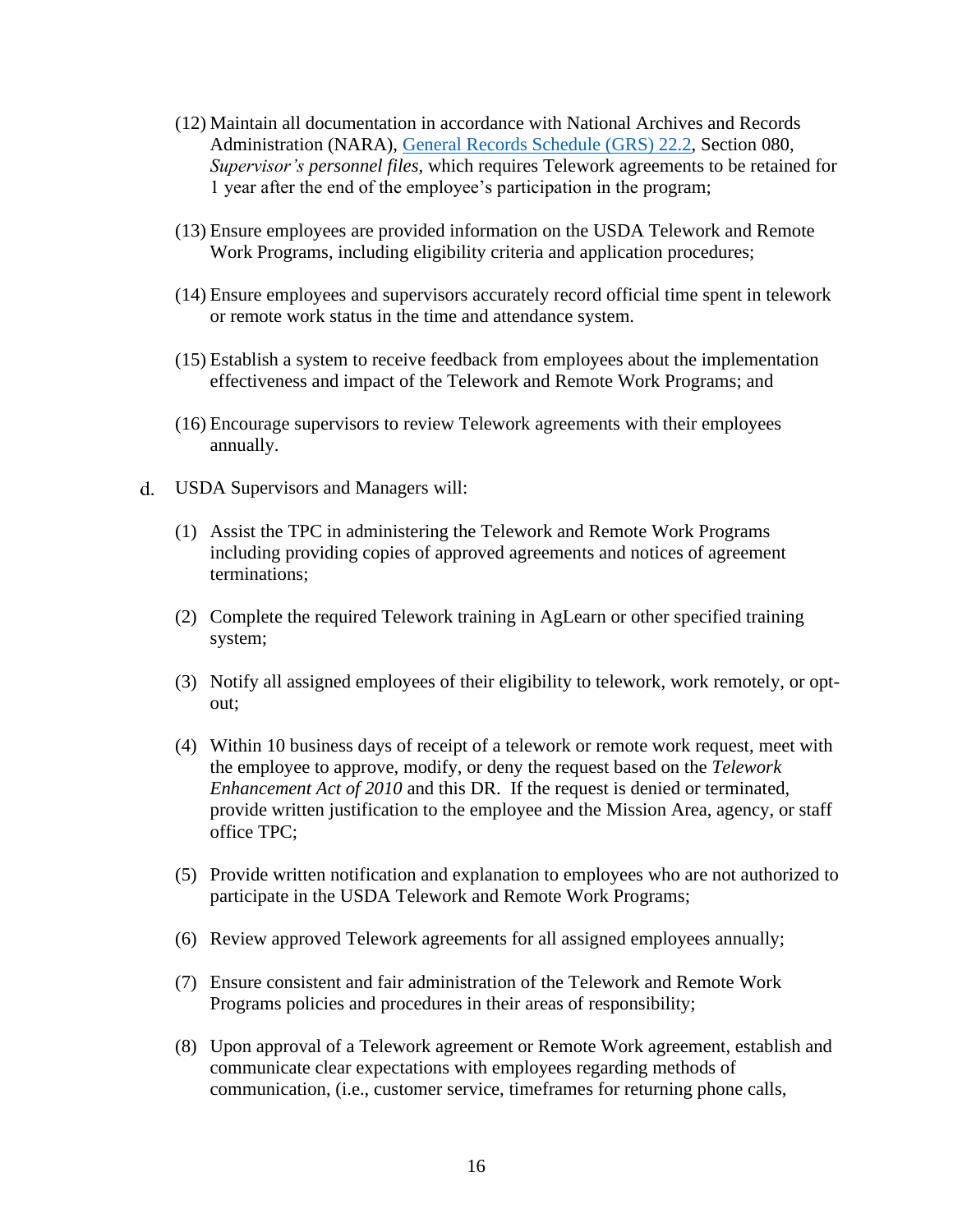(12) Maintain all documentation in accordance with National Archives and Records Administration (NARA), [General Records Schedule (GRS) 22.2](), Section 080, *Supervisor's personnel files*, which requires Telework agreements to be retained for 1 year after the end of the employee's participation in the program;

(13) Ensure employees are provided information on the USDA Telework and Remote Work Programs, including eligibility criteria and application procedures;

(14) Ensure employees and supervisors accurately record official time spent in telework or remote work status in the time and attendance system.

(15) Establish a system to receive feedback from employees about the implementation effectiveness and impact of the Telework and Remote Work Programs; and

(16) Encourage supervisors to review Telework agreements with their employees annually.

d. USDA Supervisors and Managers will:

(1) Assist the TPC in administering the Telework and Remote Work Programs including providing copies of approved agreements and notices of agreement terminations;

(2) Complete the required Telework training in AgLearn or other specified training system;

(3) Notify all assigned employees of their eligibility to telework, work remotely, or opt-out;

(4) Within 10 business days of receipt of a telework or remote work request, meet with the employee to approve, modify, or deny the request based on the *Telework Enhancement Act of 2010* and this DR. If the request is denied or terminated, provide written justification to the employee and the Mission Area, agency, or staff office TPC;

(5) Provide written notification and explanation to employees who are not authorized to participate in the USDA Telework and Remote Work Programs;

(6) Review approved Telework agreements for all assigned employees annually;

(7) Ensure consistent and fair administration of the Telework and Remote Work Programs policies and procedures in their areas of responsibility;

(8) Upon approval of a Telework agreement or Remote Work agreement, establish and communicate clear expectations with employees regarding methods of communication, (i.e., customer service, timeframes for returning phone calls,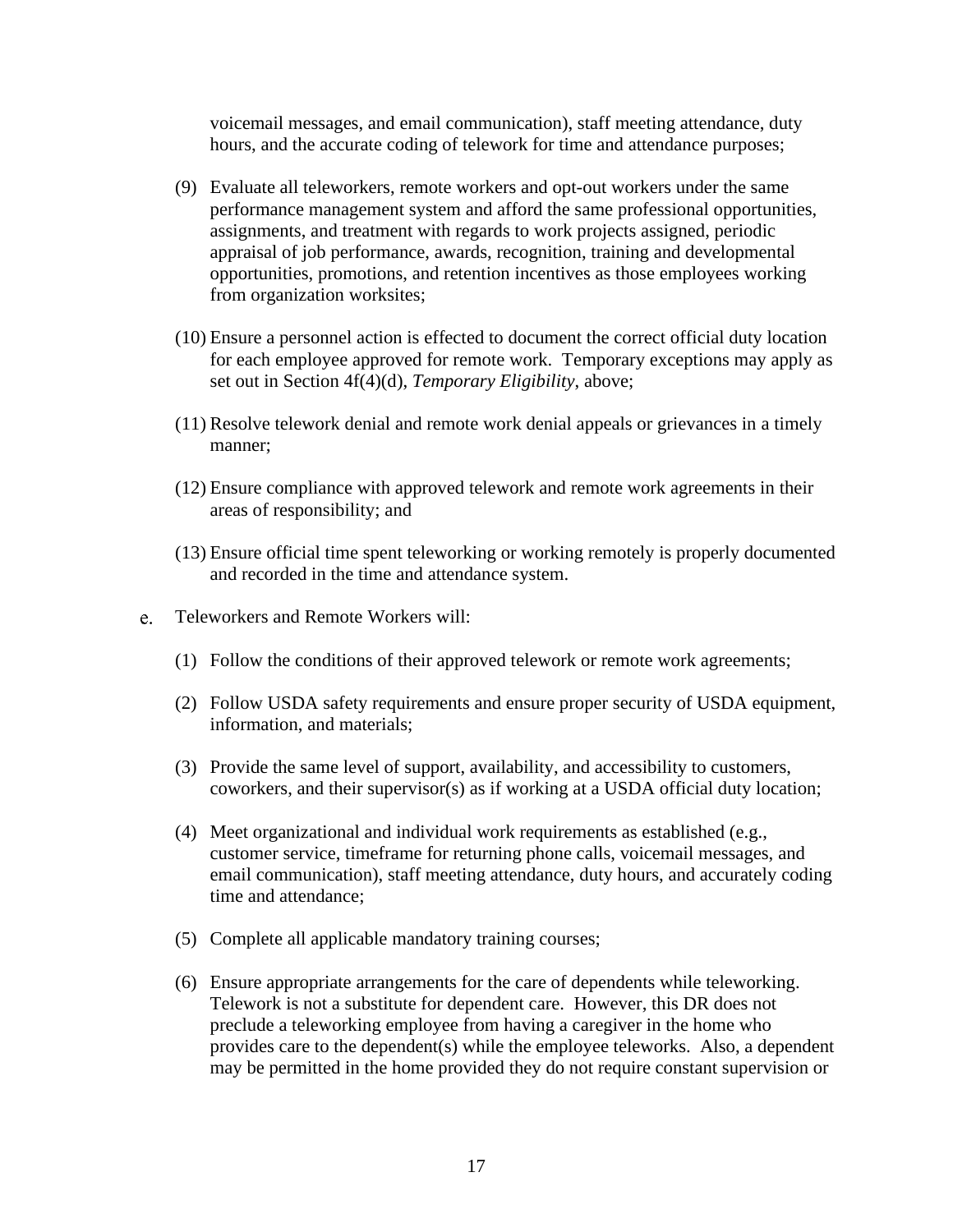voicemail messages, and email communication), staff meeting attendance, duty hours, and the accurate coding of telework for time and attendance purposes;

(9) Evaluate all teleworkers, remote workers and opt-out workers under the same performance management system and afford the same professional opportunities, assignments, and treatment with regards to work projects assigned, periodic appraisal of job performance, awards, recognition, training and developmental opportunities, promotions, and retention incentives as those employees working from organization worksites;

(10) Ensure a personnel action is effected to document the correct official duty location for each employee approved for remote work. Temporary exceptions may apply as set out in Section 4f(4)(d), *Temporary Eligibility*, above;

(11) Resolve telework denial and remote work denial appeals or grievances in a timely manner;

(12) Ensure compliance with approved telework and remote work agreements in their areas of responsibility; and

(13) Ensure official time spent teleworking or working remotely is properly documented and recorded in the time and attendance system.

e. Teleworkers and Remote Workers will:

(1) Follow the conditions of their approved telework or remote work agreements;

(2) Follow USDA safety requirements and ensure proper security of USDA equipment, information, and materials;

(3) Provide the same level of support, availability, and accessibility to customers, coworkers, and their supervisor(s) as if working at a USDA official duty location;

(4) Meet organizational and individual work requirements as established (e.g., customer service, timeframe for returning phone calls, voicemail messages, and email communication), staff meeting attendance, duty hours, and accurately coding time and attendance;

(5) Complete all applicable mandatory training courses;

(6) Ensure appropriate arrangements for the care of dependents while teleworking. Telework is not a substitute for dependent care. However, this DR does not preclude a teleworking employee from having a caregiver in the home who provides care to the dependent(s) while the employee teleworks. Also, a dependent may be permitted in the home provided they do not require constant supervision or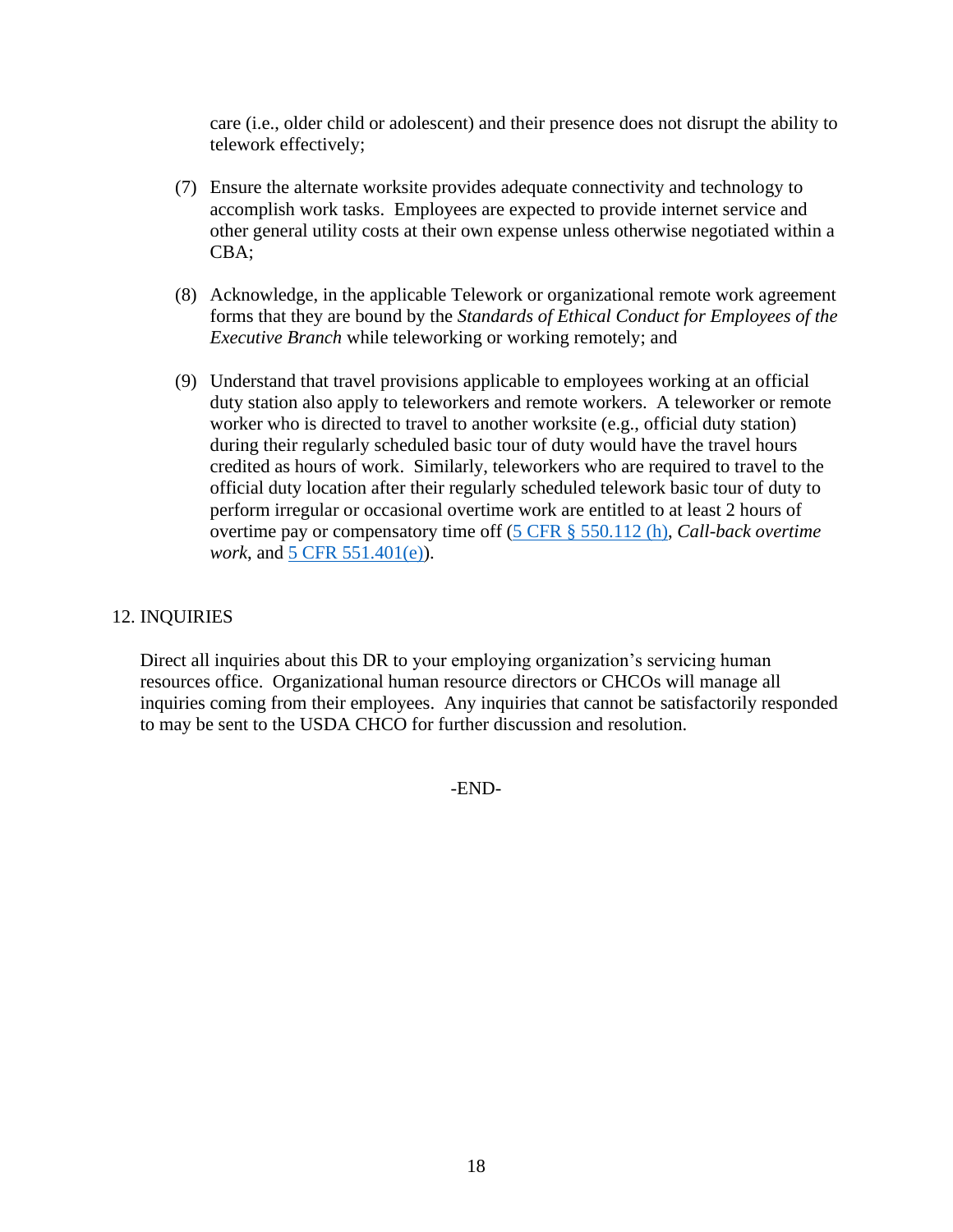care (i.e., older child or adolescent) and their presence does not disrupt the ability to telework effectively;

(7) Ensure the alternate worksite provides adequate connectivity and technology to accomplish work tasks. Employees are expected to provide internet service and other general utility costs at their own expense unless otherwise negotiated within a CBA;

(8) Acknowledge, in the applicable Telework or organizational remote work agreement forms that they are bound by the *Standards of Ethical Conduct for Employees of the Executive Branch* while teleworking or working remotely; and

(9) Understand that travel provisions applicable to employees working at an official duty station also apply to teleworkers and remote workers. A teleworker or remote worker who is directed to travel to another worksite (e.g., official duty station) during their regularly scheduled basic tour of duty would have the travel hours credited as hours of work. Similarly, teleworkers who are required to travel to the official duty location after their regularly scheduled telework basic tour of duty to perform irregular or occasional overtime work are entitled to at least 2 hours of overtime pay or compensatory time off (5 CFR § 550.112 (h), *Call-back overtime work*, and 5 CFR 551.401(e)).

## 12. INQUIRIES

Direct all inquiries about this DR to your employing organization's servicing human resources office. Organizational human resource directors or CHCOs will manage all inquiries coming from their employees. Any inquiries that cannot be satisfactorily responded to may be sent to the USDA CHCO for further discussion and resolution.

-END-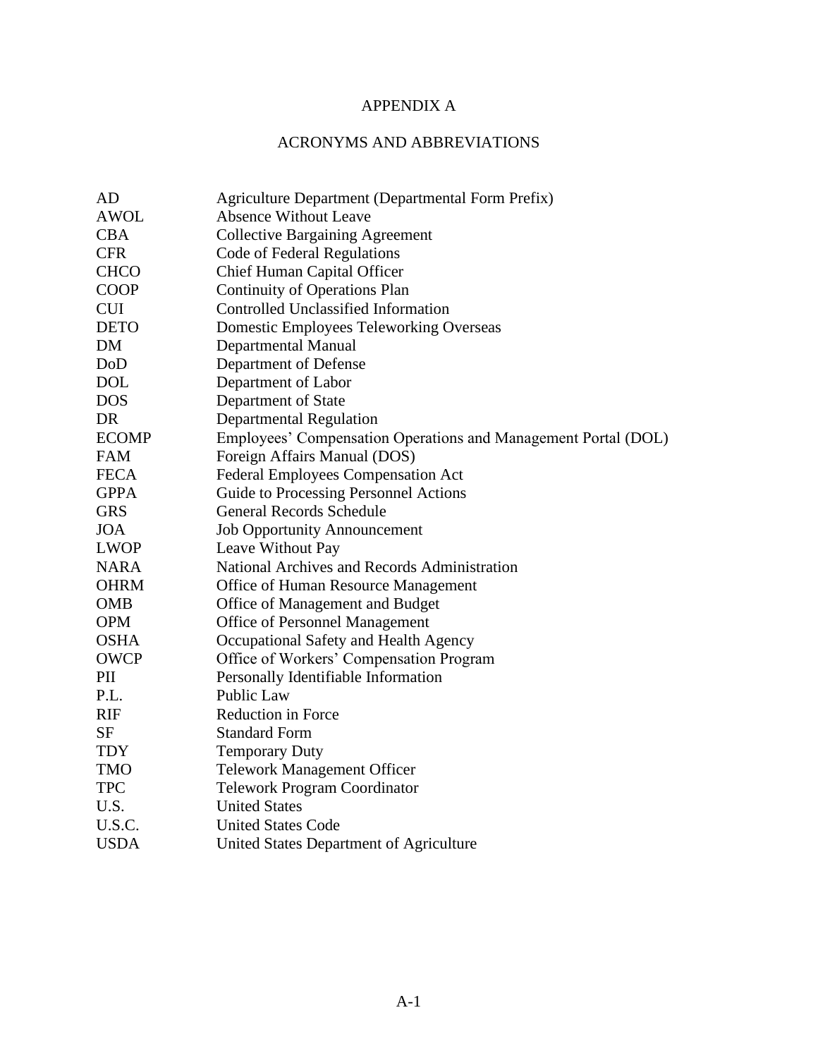# APPENDIX A

## ACRONYMS AND ABBREVIATIONS

| | |
|---|---|
| AD | Agriculture Department (Departmental Form Prefix) |
| AWOL | Absence Without Leave |
| CBA | Collective Bargaining Agreement |
| CFR | Code of Federal Regulations |
| CHCO | Chief Human Capital Officer |
| COOP | Continuity of Operations Plan |
| CUI | Controlled Unclassified Information |
| DETO | Domestic Employees Teleworking Overseas |
| DM | Departmental Manual |
| DoD | Department of Defense |
| DOL | Department of Labor |
| DOS | Department of State |
| DR | Departmental Regulation |
| ECOMP | Employees' Compensation Operations and Management Portal (DOL) |
| FAM | Foreign Affairs Manual (DOS) |
| FECA | Federal Employees Compensation Act |
| GPPA | Guide to Processing Personnel Actions |
| GRS | General Records Schedule |
| JOA | Job Opportunity Announcement |
| LWOP | Leave Without Pay |
| NARA | National Archives and Records Administration |
| OHRM | Office of Human Resource Management |
| OMB | Office of Management and Budget |
| OPM | Office of Personnel Management |
| OSHA | Occupational Safety and Health Agency |
| OWCP | Office of Workers' Compensation Program |
| PII | Personally Identifiable Information |
| P.L. | Public Law |
| RIF | Reduction in Force |
| SF | Standard Form |
| TDY | Temporary Duty |
| TMO | Telework Management Officer |
| TPC | Telework Program Coordinator |
| U.S. | United States |
| U.S.C. | United States Code |
| USDA | United States Department of Agriculture |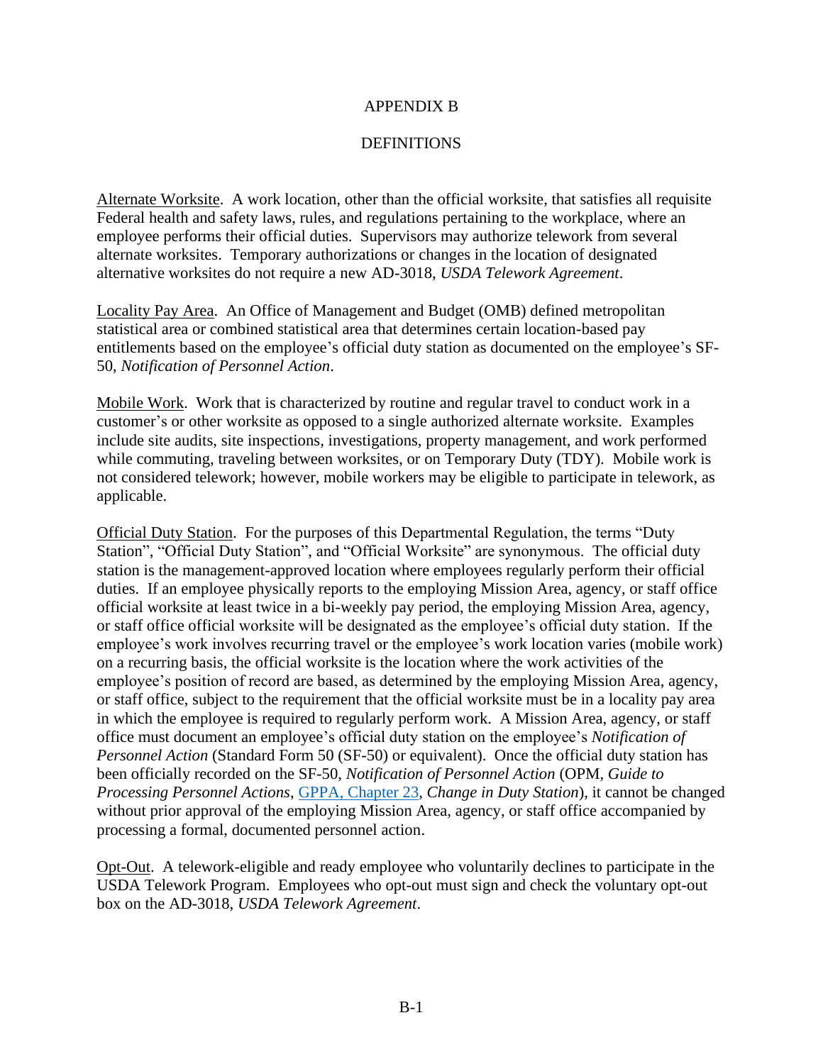# APPENDIX B

## DEFINITIONS

Alternate Worksite. A work location, other than the official worksite, that satisfies all requisite Federal health and safety laws, rules, and regulations pertaining to the workplace, where an employee performs their official duties. Supervisors may authorize telework from several alternate worksites. Temporary authorizations or changes in the location of designated alternative worksites do not require a new AD-3018, *USDA Telework Agreement*.

Locality Pay Area. An Office of Management and Budget (OMB) defined metropolitan statistical area or combined statistical area that determines certain location-based pay entitlements based on the employee's official duty station as documented on the employee's SF-50, *Notification of Personnel Action*.

Mobile Work. Work that is characterized by routine and regular travel to conduct work in a customer's or other worksite as opposed to a single authorized alternate worksite. Examples include site audits, site inspections, investigations, property management, and work performed while commuting, traveling between worksites, or on Temporary Duty (TDY). Mobile work is not considered telework; however, mobile workers may be eligible to participate in telework, as applicable.

Official Duty Station. For the purposes of this Departmental Regulation, the terms "Duty Station", "Official Duty Station", and "Official Worksite" are synonymous. The official duty station is the management-approved location where employees regularly perform their official duties. If an employee physically reports to the employing Mission Area, agency, or staff office official worksite at least twice in a bi-weekly pay period, the employing Mission Area, agency, or staff office official worksite will be designated as the employee's official duty station. If the employee's work involves recurring travel or the employee's work location varies (mobile work) on a recurring basis, the official worksite is the location where the work activities of the employee's position of record are based, as determined by the employing Mission Area, agency, or staff office, subject to the requirement that the official worksite must be in a locality pay area in which the employee is required to regularly perform work. A Mission Area, agency, or staff office must document an employee's official duty station on the employee's *Notification of Personnel Action* (Standard Form 50 (SF-50) or equivalent). Once the official duty station has been officially recorded on the SF-50, *Notification of Personnel Action* (OPM, *Guide to Processing Personnel Actions*, GPPA, Chapter 23, *Change in Duty Station*), it cannot be changed without prior approval of the employing Mission Area, agency, or staff office accompanied by processing a formal, documented personnel action.

Opt-Out. A telework-eligible and ready employee who voluntarily declines to participate in the USDA Telework Program. Employees who opt-out must sign and check the voluntary opt-out box on the AD-3018, *USDA Telework Agreement*.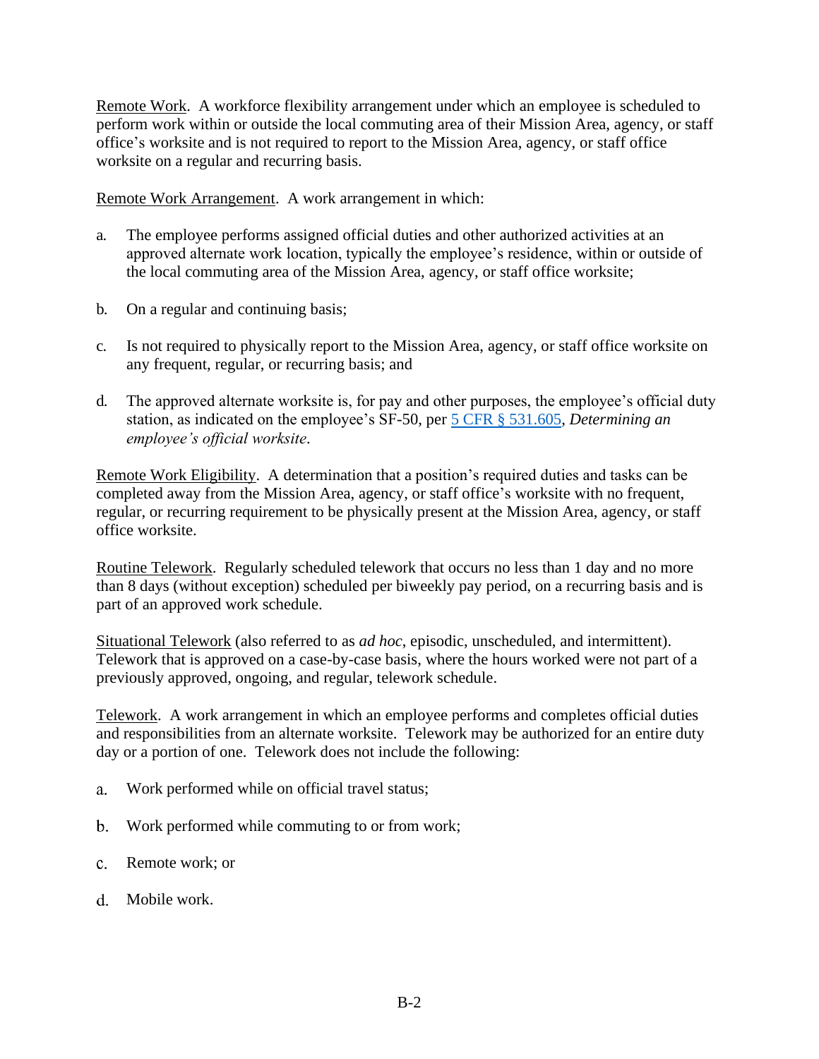Remote Work. A workforce flexibility arrangement under which an employee is scheduled to perform work within or outside the local commuting area of their Mission Area, agency, or staff office's worksite and is not required to report to the Mission Area, agency, or staff office worksite on a regular and recurring basis.

Remote Work Arrangement. A work arrangement in which:

a. The employee performs assigned official duties and other authorized activities at an approved alternate work location, typically the employee's residence, within or outside of the local commuting area of the Mission Area, agency, or staff office worksite;

b. On a regular and continuing basis;

c. Is not required to physically report to the Mission Area, agency, or staff office worksite on any frequent, regular, or recurring basis; and

d. The approved alternate worksite is, for pay and other purposes, the employee's official duty station, as indicated on the employee's SF-50, per 5 CFR § 531.605, *Determining an employee's official worksite*.

Remote Work Eligibility. A determination that a position's required duties and tasks can be completed away from the Mission Area, agency, or staff office's worksite with no frequent, regular, or recurring requirement to be physically present at the Mission Area, agency, or staff office worksite.

Routine Telework. Regularly scheduled telework that occurs no less than 1 day and no more than 8 days (without exception) scheduled per biweekly pay period, on a recurring basis and is part of an approved work schedule.

Situational Telework (also referred to as *ad hoc*, episodic, unscheduled, and intermittent). Telework that is approved on a case-by-case basis, where the hours worked were not part of a previously approved, ongoing, and regular, telework schedule.

Telework. A work arrangement in which an employee performs and completes official duties and responsibilities from an alternate worksite. Telework may be authorized for an entire duty day or a portion of one. Telework does not include the following:

a. Work performed while on official travel status;

b. Work performed while commuting to or from work;

c. Remote work; or

d. Mobile work.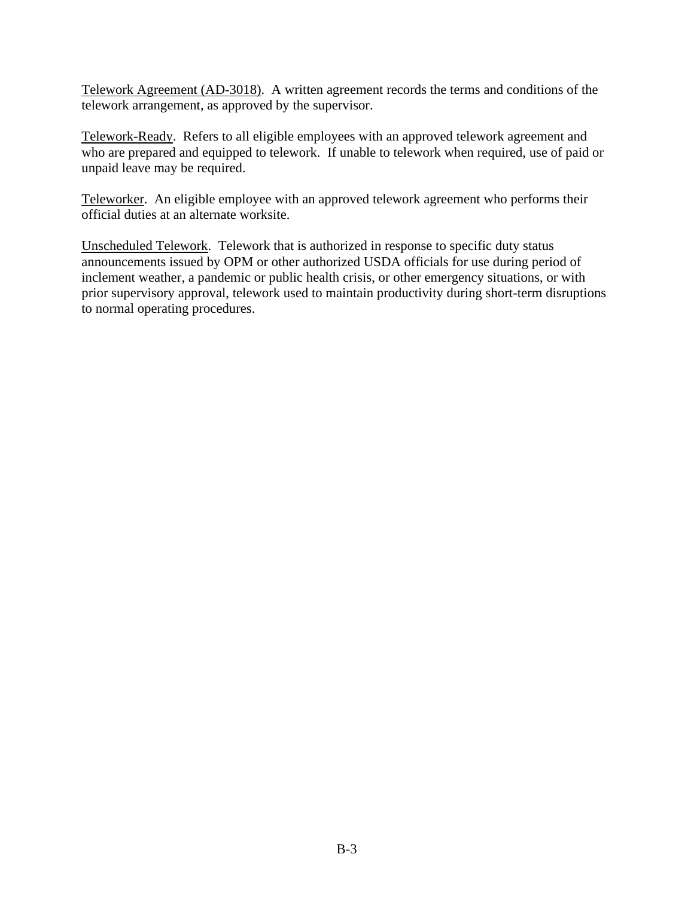<u>Telework Agreement (AD-3018)</u>. A written agreement records the terms and conditions of the telework arrangement, as approved by the supervisor.

<u>Telework-Ready</u>. Refers to all eligible employees with an approved telework agreement and who are prepared and equipped to telework. If unable to telework when required, use of paid or unpaid leave may be required.

<u>Teleworker</u>. An eligible employee with an approved telework agreement who performs their official duties at an alternate worksite.

<u>Unscheduled Telework</u>. Telework that is authorized in response to specific duty status announcements issued by OPM or other authorized USDA officials for use during period of inclement weather, a pandemic or public health crisis, or other emergency situations, or with prior supervisory approval, telework used to maintain productivity during short-term disruptions to normal operating procedures.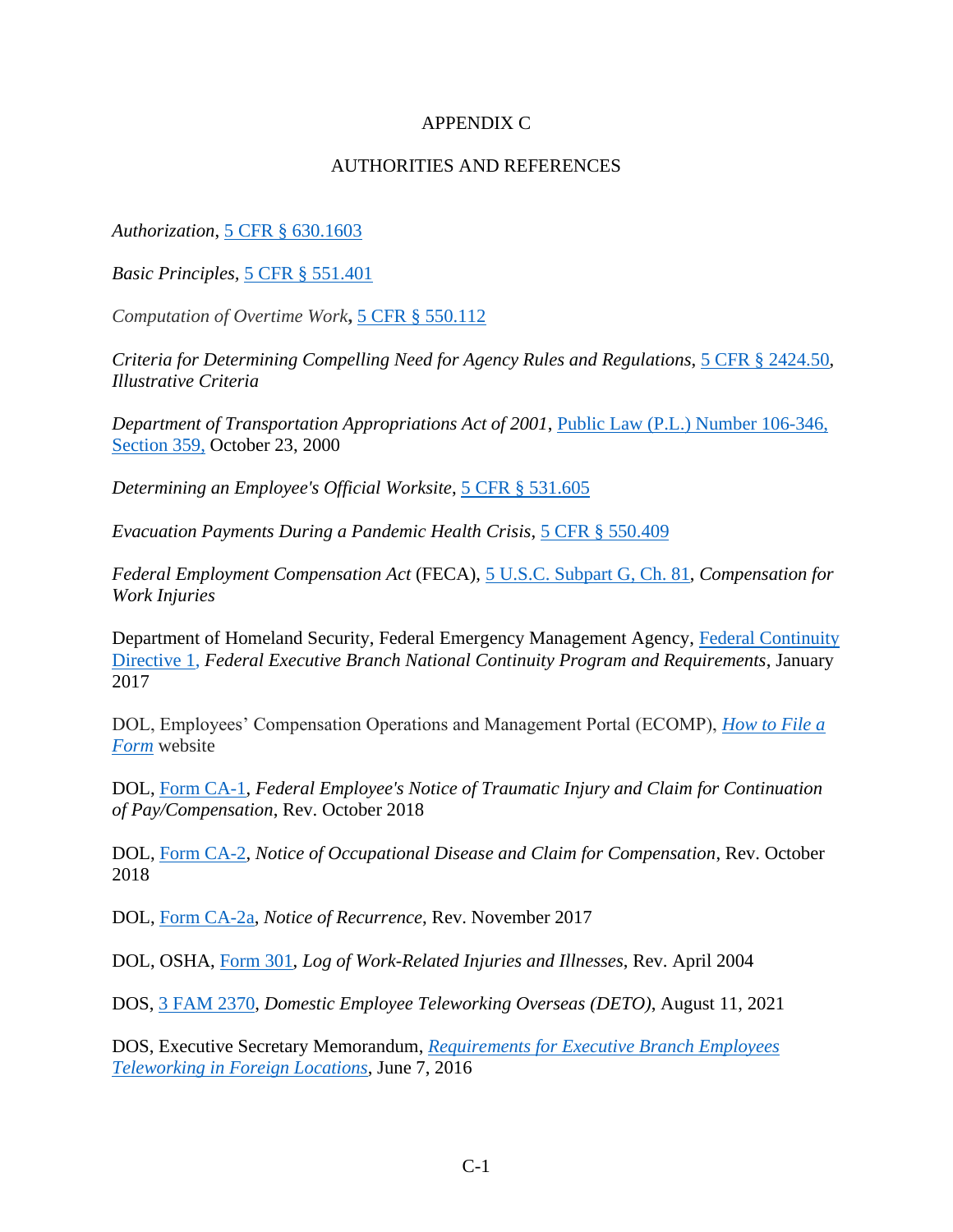APPENDIX C

AUTHORITIES AND REFERENCES

*Authorization*, 5 CFR § 630.1603

*Basic Principles*, 5 CFR § 551.401

*Computation of Overtime Work*, 5 CFR § 550.112

*Criteria for Determining Compelling Need for Agency Rules and Regulations*, 5 CFR § 2424.50, *Illustrative Criteria*

*Department of Transportation Appropriations Act of 2001*, Public Law (P.L.) Number 106-346, Section 359, October 23, 2000

*Determining an Employee's Official Worksite*, 5 CFR § 531.605

*Evacuation Payments During a Pandemic Health Crisis*, 5 CFR § 550.409

*Federal Employment Compensation Act* (FECA), 5 U.S.C. Subpart G, Ch. 81, *Compensation for Work Injuries*

Department of Homeland Security, Federal Emergency Management Agency, Federal Continuity Directive 1, *Federal Executive Branch National Continuity Program and Requirements*, January 2017

DOL, Employees' Compensation Operations and Management Portal (ECOMP), *How to File a Form* website

DOL, Form CA-1, *Federal Employee's Notice of Traumatic Injury and Claim for Continuation of Pay/Compensation*, Rev. October 2018

DOL, Form CA-2, *Notice of Occupational Disease and Claim for Compensation*, Rev. October 2018

DOL, Form CA-2a, *Notice of Recurrence*, Rev. November 2017

DOL, OSHA, Form 301, *Log of Work-Related Injuries and Illnesses*, Rev. April 2004

DOS, 3 FAM 2370, *Domestic Employee Teleworking Overseas (DETO)*, August 11, 2021

DOS, Executive Secretary Memorandum, *Requirements for Executive Branch Employees Teleworking in Foreign Locations*, June 7, 2016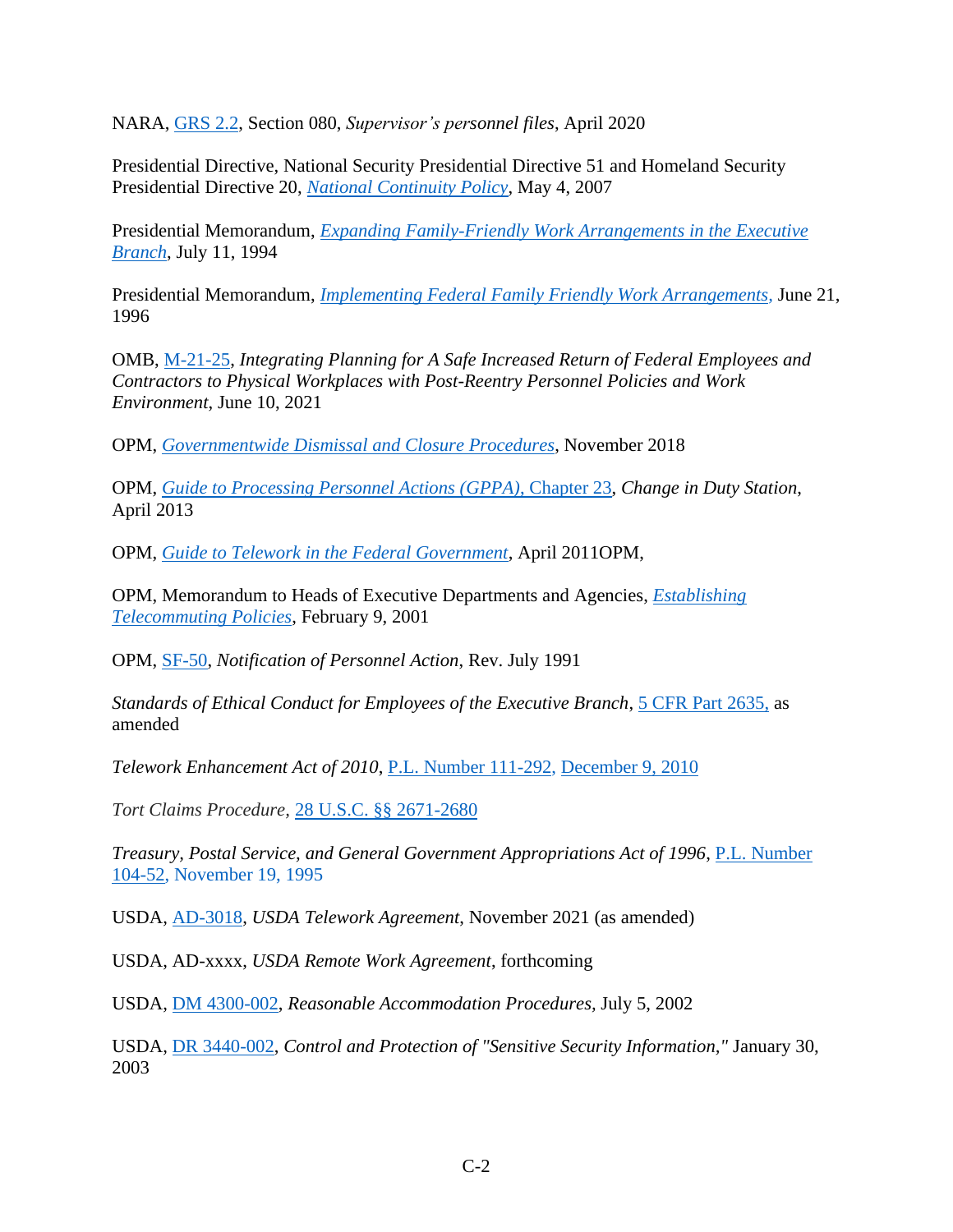NARA, GRS 2.2, Section 080, *Supervisor's personnel files*, April 2020

Presidential Directive, National Security Presidential Directive 51 and Homeland Security Presidential Directive 20, *National Continuity Policy*, May 4, 2007

Presidential Memorandum, *Expanding Family-Friendly Work Arrangements in the Executive Branch*, July 11, 1994

Presidential Memorandum, *Implementing Federal Family Friendly Work Arrangements,* June 21, 1996

OMB, M-21-25, *Integrating Planning for A Safe Increased Return of Federal Employees and Contractors to Physical Workplaces with Post-Reentry Personnel Policies and Work Environment*, June 10, 2021

OPM, *Governmentwide Dismissal and Closure Procedures*, November 2018

OPM, *Guide to Processing Personnel Actions (GPPA),* Chapter 23, *Change in Duty Station*, April 2013

OPM, *Guide to Telework in the Federal Government*, April 2011OPM,

OPM, Memorandum to Heads of Executive Departments and Agencies, *Establishing Telecommuting Policies*, February 9, 2001

OPM, SF-50, *Notification of Personnel Action*, Rev. July 1991

*Standards of Ethical Conduct for Employees of the Executive Branch*, 5 CFR Part 2635, as amended

*Telework Enhancement Act of 2010*, P.L. Number 111-292, December 9, 2010

*Tort Claims Procedure*, 28 U.S.C. §§ 2671-2680

*Treasury, Postal Service, and General Government Appropriations Act of 1996*, P.L. Number 104-52, November 19, 1995

USDA, AD-3018, *USDA Telework Agreement*, November 2021 (as amended)

USDA, AD-xxxx, *USDA Remote Work Agreement*, forthcoming

USDA, DM 4300-002, *Reasonable Accommodation Procedures*, July 5, 2002

USDA, DR 3440-002, *Control and Protection of "Sensitive Security Information,"* January 30, 2003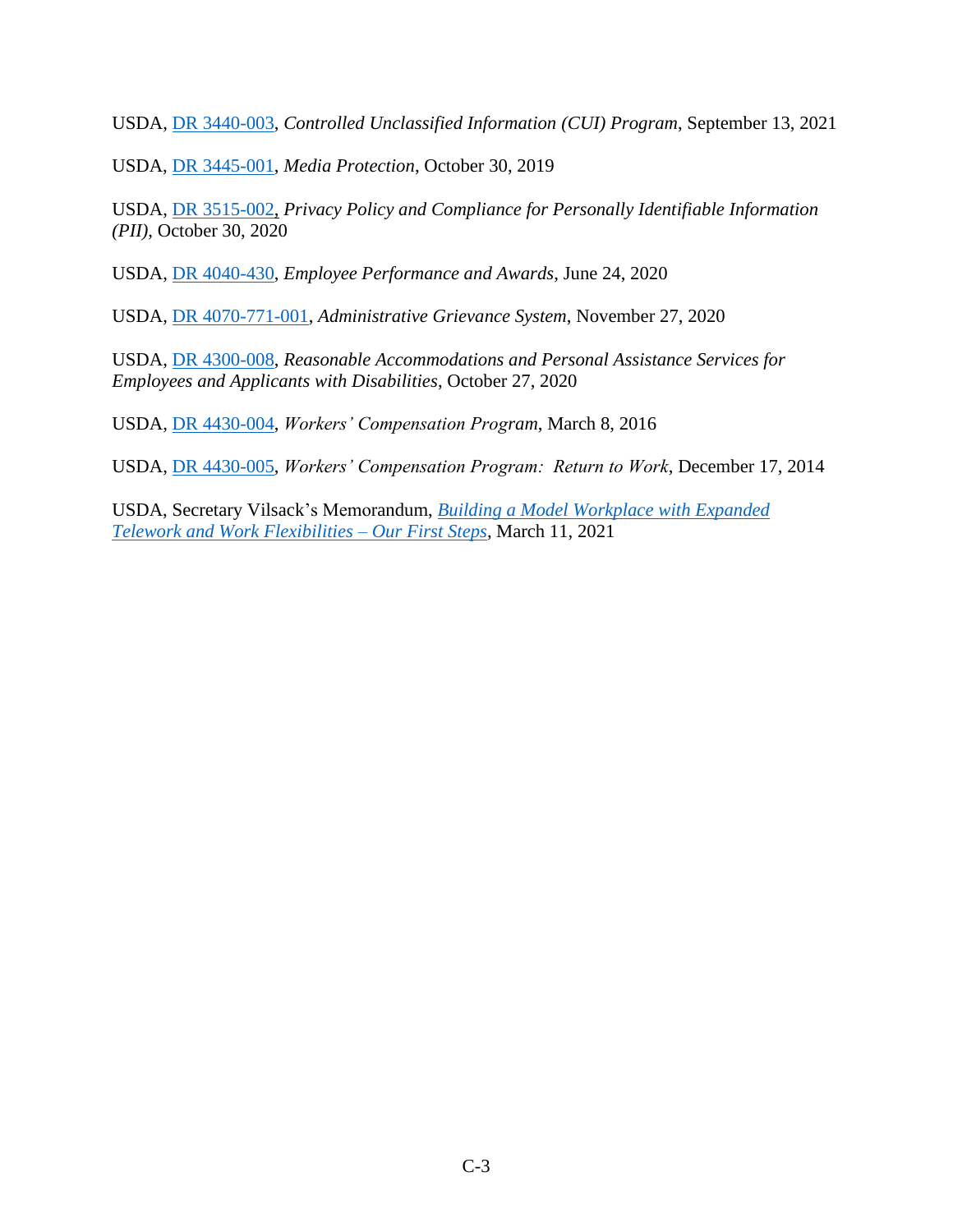USDA, DR 3440-003, *Controlled Unclassified Information (CUI) Program*, September 13, 2021

USDA, DR 3445-001, *Media Protection*, October 30, 2019

USDA, DR 3515-002, *Privacy Policy and Compliance for Personally Identifiable Information (PII)*, October 30, 2020

USDA, DR 4040-430, *Employee Performance and Awards*, June 24, 2020

USDA, DR 4070-771-001, *Administrative Grievance System*, November 27, 2020

USDA, DR 4300-008, *Reasonable Accommodations and Personal Assistance Services for Employees and Applicants with Disabilities*, October 27, 2020

USDA, DR 4430-004, *Workers' Compensation Program*, March 8, 2016

USDA, DR 4430-005, *Workers' Compensation Program: Return to Work*, December 17, 2014

USDA, Secretary Vilsack's Memorandum, *Building a Model Workplace with Expanded Telework and Work Flexibilities – Our First Steps*, March 11, 2021